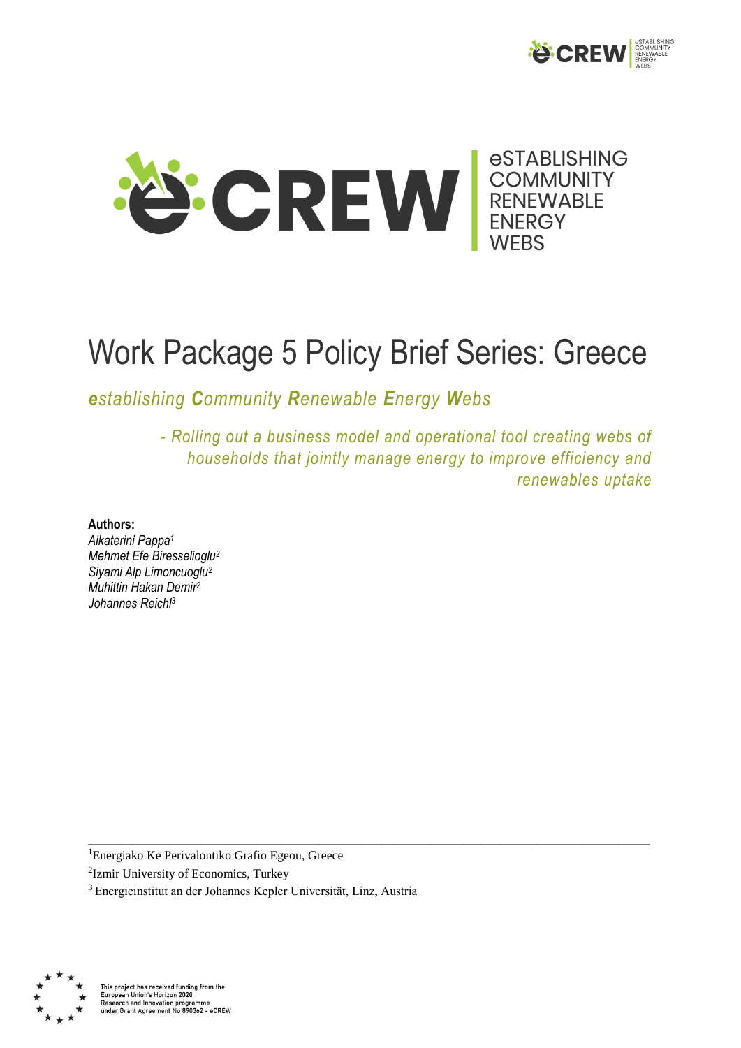eSTABLISHING COMMUNITY RENEWABLE ENERGY WEBS

# Work Package 5 Policy Brief Series: Greece

***e**stablishing **C**ommunity **R**enewable **E**nergy **W**ebs*

*- Rolling out a business model and operational tool creating webs of households that jointly manage energy to improve efficiency and renewables uptake*

**Authors:**

*Aikaterini Pappa[1]*
*Mehmet Efe Biresselioglu[2]*
*Siyami Alp Limoncuoglu[2]*
*Muhittin Hakan Demir[2]*
*Johannes Reichl[3]*

---

[1] Energiako Ke Perivalontiko Grafio Egeou, Greece

[2] Izmir University of Economics, Turkey

[3] Energieinstitut an der Johannes Kepler Universität, Linz, Austria

This project has received funding from the European Union's Horizon 2020 Research and Innovation programme under Grant Agreement No 890362 - eCREW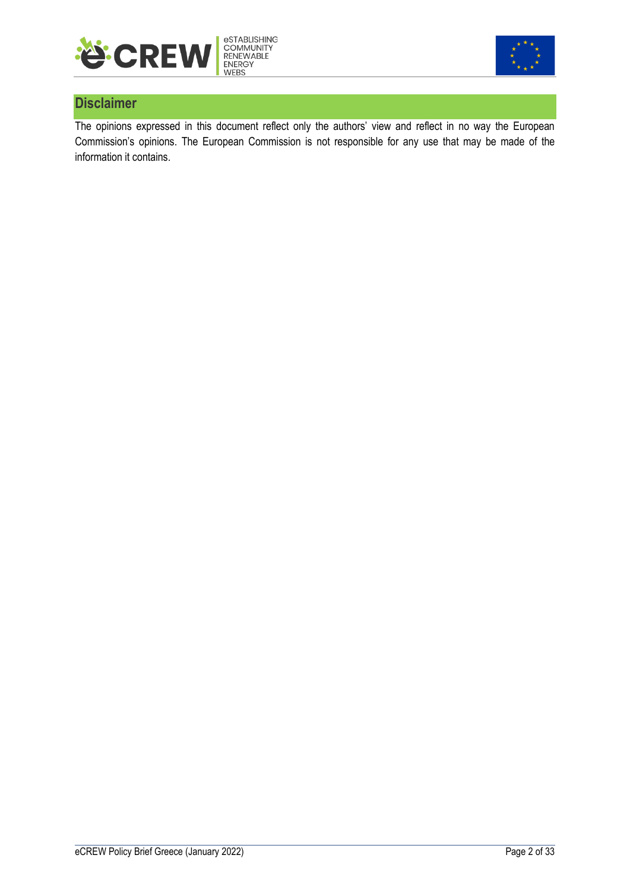## Disclaimer

The opinions expressed in this document reflect only the authors' view and reflect in no way the European Commission's opinions. The European Commission is not responsible for any use that may be made of the information it contains.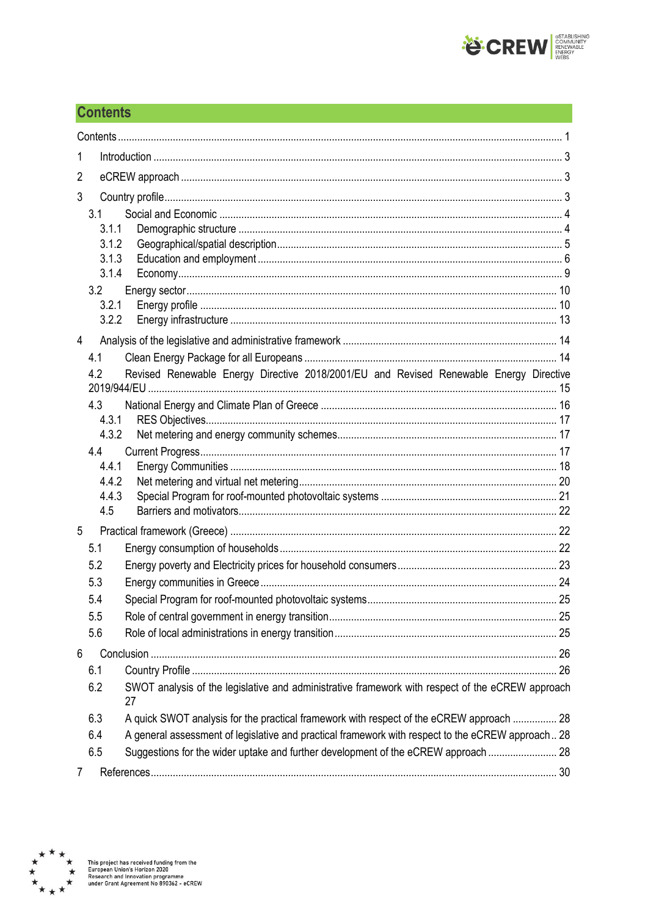## Contents

Contents ............................................................................................................................................ 1

1 Introduction ............................................................................................................................... 3

2 eCREW approach ..................................................................................................................... 3

3 Country profile ........................................................................................................................... 3

- 3.1 Social and Economic ......................................................................................................... 4
  - 3.1.1 Demographic structure .................................................................................................. 4
  - 3.1.2 Geographical/spatial description ..................................................................................... 5
  - 3.1.3 Education and employment ........................................................................................... 6
  - 3.1.4 Economy ....................................................................................................................... 9
- 3.2 Energy sector .................................................................................................................... 10
  - 3.2.1 Energy profile ............................................................................................................... 10
  - 3.2.2 Energy infrastructure .................................................................................................... 13

4 Analysis of the legislative and administrative framework ........................................................... 14

- 4.1 Clean Energy Package for all Europeans .......................................................................... 14
- 4.2 Revised Renewable Energy Directive 2018/2001/EU and Revised Renewable Energy Directive 2019/944/EU ..................................................................................................................... 15
- 4.3 National Energy and Climate Plan of Greece .................................................................... 16
  - 4.3.1 RES Objectives ............................................................................................................ 17
  - 4.3.2 Net metering and energy community schemes .............................................................. 17
- 4.4 Current Progress ............................................................................................................... 17
  - 4.4.1 Energy Communities .................................................................................................... 18
  - 4.4.2 Net metering and virtual net metering ............................................................................ 20
  - 4.4.3 Special Program for roof-mounted photovoltaic systems ............................................... 21
  - 4.5 Barriers and motivators ................................................................................................. 22

5 Practical framework (Greece) .................................................................................................... 22

- 5.1 Energy consumption of households .................................................................................. 22
- 5.2 Energy poverty and Electricity prices for household consumers ......................................... 23
- 5.3 Energy communities in Greece ......................................................................................... 24
- 5.4 Special Program for roof-mounted photovoltaic systems .................................................... 25
- 5.5 Role of central government in energy transition ................................................................. 25
- 5.6 Role of local administrations in energy transition ............................................................... 25

6 Conclusion ................................................................................................................................ 26

- 6.1 Country Profile .................................................................................................................. 26
- 6.2 SWOT analysis of the legislative and administrative framework with respect of the eCREW approach 27
- 6.3 A quick SWOT analysis for the practical framework with respect of the eCREW approach ................ 28
- 6.4 A general assessment of legislative and practical framework with respect to the eCREW approach .. 28
- 6.5 Suggestions for the wider uptake and further development of the eCREW approach ......................... 28

7 References ................................................................................................................................ 30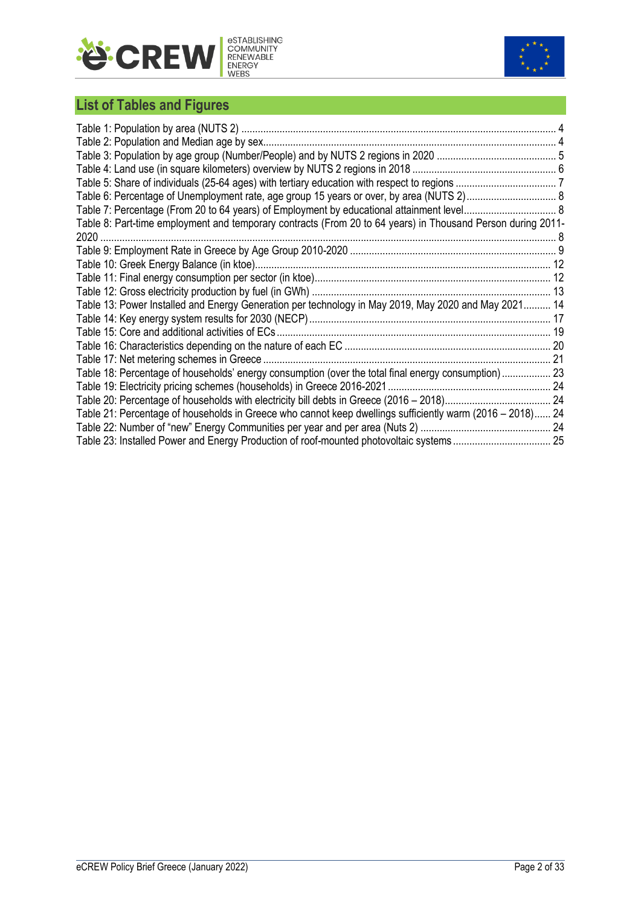## List of Tables and Figures

Table 1: Population by area (NUTS 2) ..................................................................................................................... 4
Table 2: Population and Median age by sex.............................................................................................................. 4
Table 3: Population by age group (Number/People) and by NUTS 2 regions in 2020 ............................................ 5
Table 4: Land use (in square kilometers) overview by NUTS 2 regions in 2018 ..................................................... 6
Table 5: Share of individuals (25-64 ages) with tertiary education with respect to regions ..................................... 7
Table 6: Percentage of Unemployment rate, age group 15 years or over, by area (NUTS 2)................................. 8
Table 7: Percentage (From 20 to 64 years) of Employment by educational attainment level.................................. 8
Table 8: Part-time employment and temporary contracts (From 20 to 64 years) in Thousand Person during 2011-2020 ........................................................................................................................................................ 8
Table 9: Employment Rate in Greece by Age Group 2010-2020 ............................................................................ 9
Table 10: Greek Energy Balance (in ktoe)............................................................................................................. 12
Table 11: Final energy consumption per sector (in ktoe)....................................................................................... 12
Table 12: Gross electricity production by fuel (in GWh) ........................................................................................ 13
Table 13: Power Installed and Energy Generation per technology in May 2019, May 2020 and May 2021.......... 14
Table 14: Key energy system results for 2030 (NECP) ......................................................................................... 17
Table 15: Core and additional activities of ECs..................................................................................................... 19
Table 16: Characteristics depending on the nature of each EC ............................................................................ 20
Table 17: Net metering schemes in Greece .......................................................................................................... 21
Table 18: Percentage of households' energy consumption (over the total final energy consumption).................. 23
Table 19: Electricity pricing schemes (households) in Greece 2016-2021 ............................................................ 24
Table 20: Percentage of households with electricity bill debts in Greece (2016 – 2018)....................................... 24
Table 21: Percentage of households in Greece who cannot keep dwellings sufficiently warm (2016 – 2018)...... 24
Table 22: Number of "new" Energy Communities per year and per area (Nuts 2) ................................................. 24
Table 23: Installed Power and Energy Production of roof-mounted photovoltaic systems .................................... 25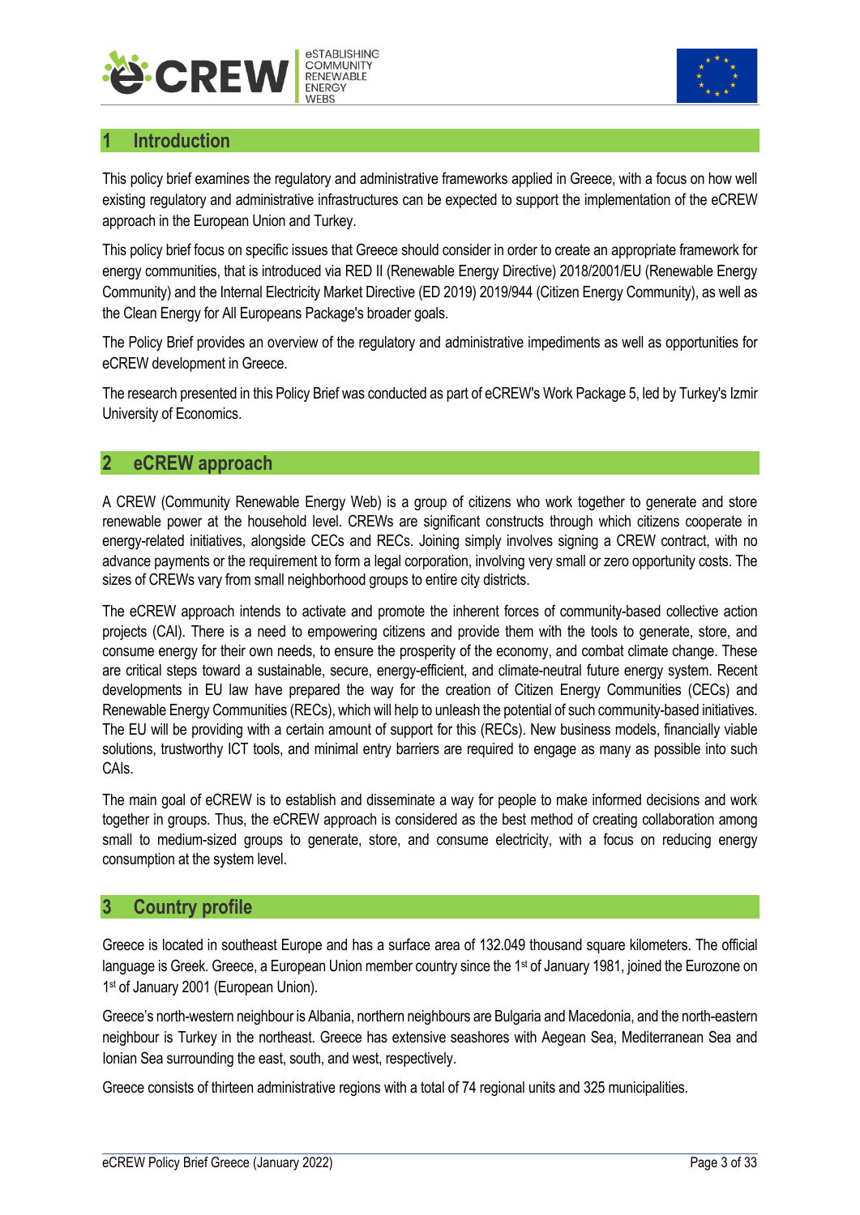## 1 Introduction

This policy brief examines the regulatory and administrative frameworks applied in Greece, with a focus on how well existing regulatory and administrative infrastructures can be expected to support the implementation of the eCREW approach in the European Union and Turkey.

This policy brief focus on specific issues that Greece should consider in order to create an appropriate framework for energy communities, that is introduced via RED II (Renewable Energy Directive) 2018/2001/EU (Renewable Energy Community) and the Internal Electricity Market Directive (ED 2019) 2019/944 (Citizen Energy Community), as well as the Clean Energy for All Europeans Package's broader goals.

The Policy Brief provides an overview of the regulatory and administrative impediments as well as opportunities for eCREW development in Greece.

The research presented in this Policy Brief was conducted as part of eCREW's Work Package 5, led by Turkey's Izmir University of Economics.

## 2 eCREW approach

A CREW (Community Renewable Energy Web) is a group of citizens who work together to generate and store renewable power at the household level. CREWs are significant constructs through which citizens cooperate in energy-related initiatives, alongside CECs and RECs. Joining simply involves signing a CREW contract, with no advance payments or the requirement to form a legal corporation, involving very small or zero opportunity costs. The sizes of CREWs vary from small neighborhood groups to entire city districts.

The eCREW approach intends to activate and promote the inherent forces of community-based collective action projects (CAI). There is a need to empowering citizens and provide them with the tools to generate, store, and consume energy for their own needs, to ensure the prosperity of the economy, and combat climate change. These are critical steps toward a sustainable, secure, energy-efficient, and climate-neutral future energy system. Recent developments in EU law have prepared the way for the creation of Citizen Energy Communities (CECs) and Renewable Energy Communities (RECs), which will help to unleash the potential of such community-based initiatives. The EU will be providing with a certain amount of support for this (RECs). New business models, financially viable solutions, trustworthy ICT tools, and minimal entry barriers are required to engage as many as possible into such CAIs.

The main goal of eCREW is to establish and disseminate a way for people to make informed decisions and work together in groups. Thus, the eCREW approach is considered as the best method of creating collaboration among small to medium-sized groups to generate, store, and consume electricity, with a focus on reducing energy consumption at the system level.

## 3 Country profile

Greece is located in southeast Europe and has a surface area of 132.049 thousand square kilometers. The official language is Greek. Greece, a European Union member country since the 1st of January 1981, joined the Eurozone on 1st of January 2001 (European Union).

Greece's north-western neighbour is Albania, northern neighbours are Bulgaria and Macedonia, and the north-eastern neighbour is Turkey in the northeast. Greece has extensive seashores with Aegean Sea, Mediterranean Sea and Ionian Sea surrounding the east, south, and west, respectively.

Greece consists of thirteen administrative regions with a total of 74 regional units and 325 municipalities.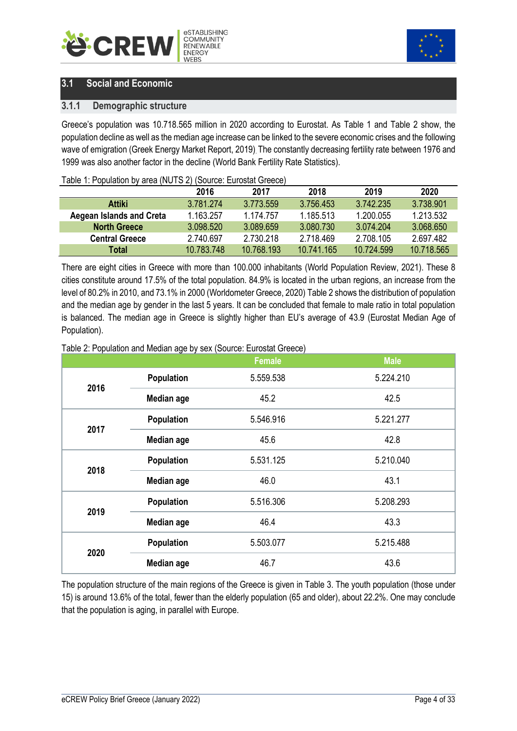## 3.1 Social and Economic

### 3.1.1 Demographic structure

Greece's population was 10.718.565 million in 2020 according to Eurostat. As Table 1 and Table 2 show, the population decline as well as the median age increase can be linked to the severe economic crises and the following wave of emigration (Greek Energy Market Report, 2019). The constantly decreasing fertility rate between 1976 and 1999 was also another factor in the decline (World Bank Fertility Rate Statistics).

Table 1: Population by area (NUTS 2) (Source: Eurostat Greece)

| | 2016 | 2017 | 2018 | 2019 | 2020 |
|---|---|---|---|---|---|
| **Attiki** | 3.781.274 | 3.773.559 | 3.756.453 | 3.742.235 | 3.738.901 |
| **Aegean Islands and Creta** | 1.163.257 | 1.174.757 | 1.185.513 | 1.200.055 | 1.213.532 |
| **North Greece** | 3.098.520 | 3.089.659 | 3.080.730 | 3.074.204 | 3.068.650 |
| **Central Greece** | 2.740.697 | 2.730.218 | 2.718.469 | 2.708.105 | 2.697.482 |
| **Total** | 10.783.748 | 10.768.193 | 10.741.165 | 10.724.599 | 10.718.565 |

There are eight cities in Greece with more than 100.000 inhabitants (World Population Review, 2021). These 8 cities constitute around 17.5% of the total population. 84.9% is located in the urban regions, an increase from the level of 80.2% in 2010, and 73.1% in 2000 (Worldometer Greece, 2020) Table 2 shows the distribution of population and the median age by gender in the last 5 years. It can be concluded that female to male ratio in total population is balanced. The median age in Greece is slightly higher than EU's average of 43.9 (Eurostat Median Age of Population).

Table 2: Population and Median age by sex (Source: Eurostat Greece)

| | | Female | Male |
|---|---|---|---|
| **2016** | **Population** | 5.559.538 | 5.224.210 |
| | **Median age** | 45.2 | 42.5 |
| **2017** | **Population** | 5.546.916 | 5.221.277 |
| | **Median age** | 45.6 | 42.8 |
| **2018** | **Population** | 5.531.125 | 5.210.040 |
| | **Median age** | 46.0 | 43.1 |
| **2019** | **Population** | 5.516.306 | 5.208.293 |
| | **Median age** | 46.4 | 43.3 |
| **2020** | **Population** | 5.503.077 | 5.215.488 |
| | **Median age** | 46.7 | 43.6 |

The population structure of the main regions of the Greece is given in Table 3. The youth population (those under 15) is around 13.6% of the total, fewer than the elderly population (65 and older), about 22.2%. One may conclude that the population is aging, in parallel with Europe.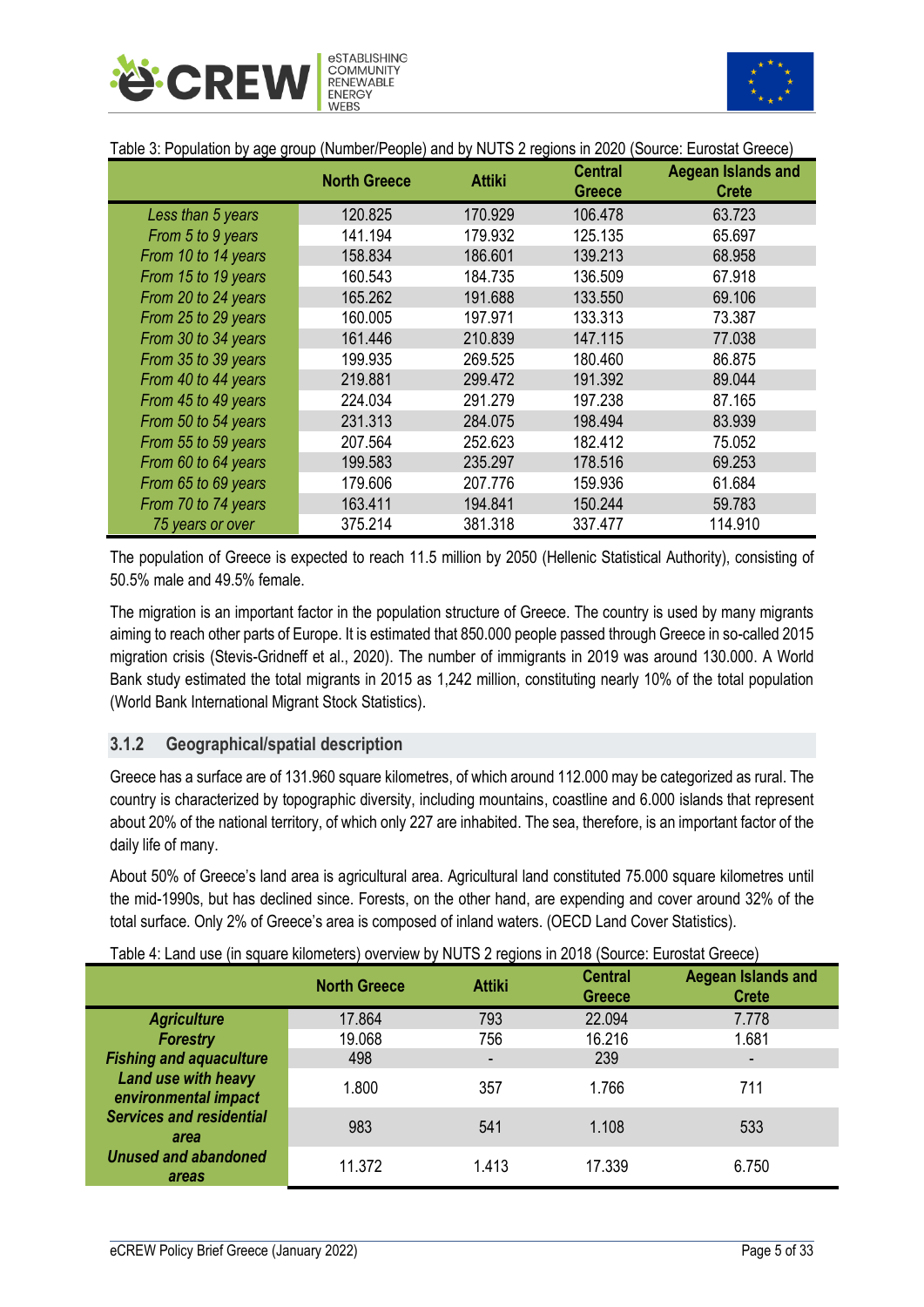Table 3: Population by age group (Number/People) and by NUTS 2 regions in 2020 (Source: Eurostat Greece)

| | North Greece | Attiki | Central Greece | Aegean Islands and Crete |
|---|---|---|---|---|
| *Less than 5 years* | 120.825 | 170.929 | 106.478 | 63.723 |
| *From 5 to 9 years* | 141.194 | 179.932 | 125.135 | 65.697 |
| *From 10 to 14 years* | 158.834 | 186.601 | 139.213 | 68.958 |
| *From 15 to 19 years* | 160.543 | 184.735 | 136.509 | 67.918 |
| *From 20 to 24 years* | 165.262 | 191.688 | 133.550 | 69.106 |
| *From 25 to 29 years* | 160.005 | 197.971 | 133.313 | 73.387 |
| *From 30 to 34 years* | 161.446 | 210.839 | 147.115 | 77.038 |
| *From 35 to 39 years* | 199.935 | 269.525 | 180.460 | 86.875 |
| *From 40 to 44 years* | 219.881 | 299.472 | 191.392 | 89.044 |
| *From 45 to 49 years* | 224.034 | 291.279 | 197.238 | 87.165 |
| *From 50 to 54 years* | 231.313 | 284.075 | 198.494 | 83.939 |
| *From 55 to 59 years* | 207.564 | 252.623 | 182.412 | 75.052 |
| *From 60 to 64 years* | 199.583 | 235.297 | 178.516 | 69.253 |
| *From 65 to 69 years* | 179.606 | 207.776 | 159.936 | 61.684 |
| *From 70 to 74 years* | 163.411 | 194.841 | 150.244 | 59.783 |
| *75 years or over* | 375.214 | 381.318 | 337.477 | 114.910 |

The population of Greece is expected to reach 11.5 million by 2050 (Hellenic Statistical Authority), consisting of 50.5% male and 49.5% female.

The migration is an important factor in the population structure of Greece. The country is used by many migrants aiming to reach other parts of Europe. It is estimated that 850.000 people passed through Greece in so-called 2015 migration crisis (Stevis-Gridneff et al., 2020). The number of immigrants in 2019 was around 130.000. A World Bank study estimated the total migrants in 2015 as 1,242 million, constituting nearly 10% of the total population (World Bank International Migrant Stock Statistics).

### 3.1.2 Geographical/spatial description

Greece has a surface are of 131.960 square kilometres, of which around 112.000 may be categorized as rural. The country is characterized by topographic diversity, including mountains, coastline and 6.000 islands that represent about 20% of the national territory, of which only 227 are inhabited. The sea, therefore, is an important factor of the daily life of many.

About 50% of Greece's land area is agricultural area. Agricultural land constituted 75.000 square kilometres until the mid-1990s, but has declined since. Forests, on the other hand, are expending and cover around 32% of the total surface. Only 2% of Greece's area is composed of inland waters. (OECD Land Cover Statistics).

Table 4: Land use (in square kilometers) overview by NUTS 2 regions in 2018 (Source: Eurostat Greece)

| | North Greece | Attiki | Central Greece | Aegean Islands and Crete |
|---|---|---|---|---|
| ***Agriculture*** | 17.864 | 793 | 22.094 | 7.778 |
| ***Forestry*** | 19.068 | 756 | 16.216 | 1.681 |
| ***Fishing and aquaculture*** | 498 | - | 239 | - |
| ***Land use with heavy environmental impact*** | 1.800 | 357 | 1.766 | 711 |
| ***Services and residential area*** | 983 | 541 | 1.108 | 533 |
| ***Unused and abandoned areas*** | 11.372 | 1.413 | 17.339 | 6.750 |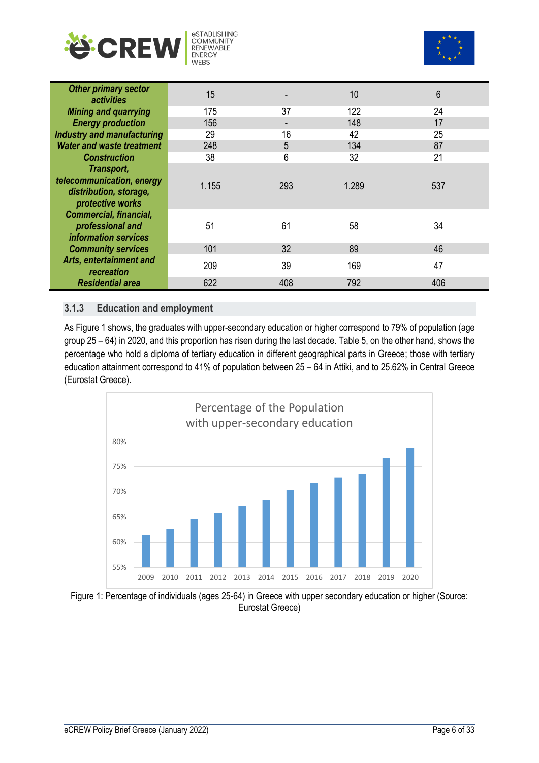| | | | | |
|---|---|---|---|---|
| ***Other primary sector activities*** | 15 | - | 10 | 6 |
| ***Mining and quarrying*** | 175 | 37 | 122 | 24 |
| ***Energy production*** | 156 | - | 148 | 17 |
| ***Industry and manufacturing*** | 29 | 16 | 42 | 25 |
| ***Water and waste treatment*** | 248 | 5 | 134 | 87 |
| ***Construction*** | 38 | 6 | 32 | 21 |
| ***Transport, telecommunication, energy distribution, storage, protective works*** | 1.155 | 293 | 1.289 | 537 |
| ***Commercial, financial, professional and information services*** | 51 | 61 | 58 | 34 |
| ***Community services*** | 101 | 32 | 89 | 46 |
| ***Arts, entertainment and recreation*** | 209 | 39 | 169 | 47 |
| ***Residential area*** | 622 | 408 | 792 | 406 |

### 3.1.3 Education and employment

As Figure 1 shows, the graduates with upper-secondary education or higher correspond to 79% of population (age group 25 – 64) in 2020, and this proportion has risen during the last decade. Table 5, on the other hand, shows the percentage who hold a diploma of tertiary education in different geographical parts in Greece; those with tertiary education attainment correspond to 41% of population between 25 – 64 in Attiki, and to 25.62% in Central Greece (Eurostat Greece).

Figure 1: Percentage of individuals (ages 25-64) in Greece with upper secondary education or higher (Source: Eurostat Greece)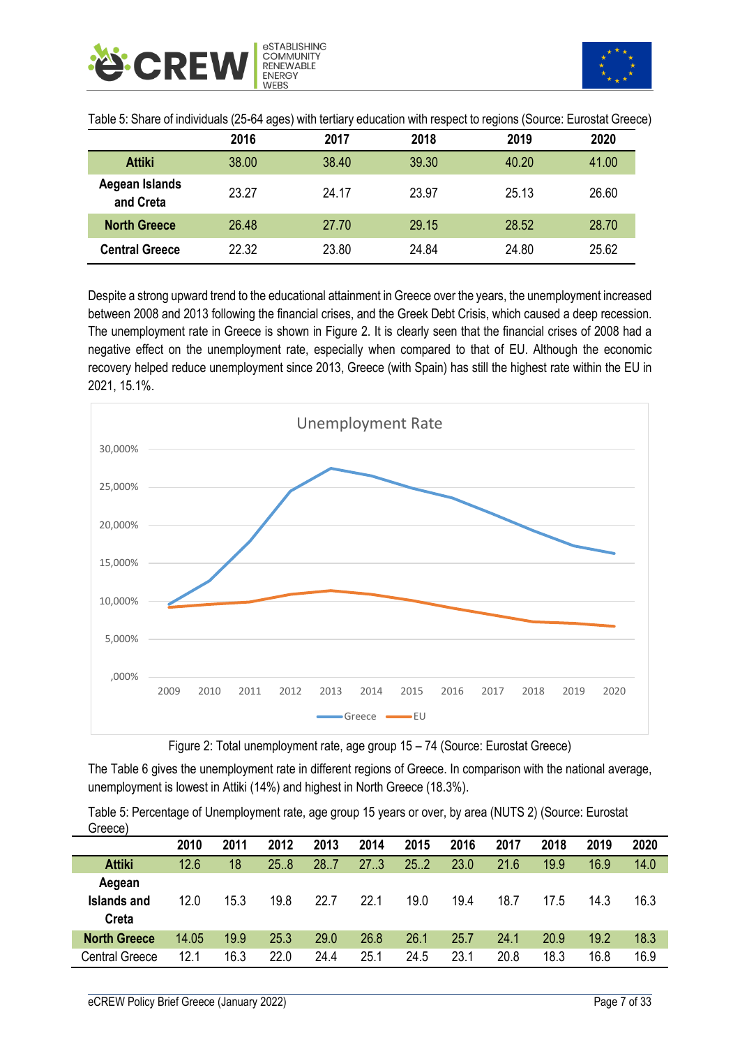Table 5: Share of individuals (25-64 ages) with tertiary education with respect to regions (Source: Eurostat Greece)

| | 2016 | 2017 | 2018 | 2019 | 2020 |
|---|---|---|---|---|---|
| **Attiki** | 38.00 | 38.40 | 39.30 | 40.20 | 41.00 |
| **Aegean Islands and Creta** | 23.27 | 24.17 | 23.97 | 25.13 | 26.60 |
| **North Greece** | 26.48 | 27.70 | 29.15 | 28.52 | 28.70 |
| **Central Greece** | 22.32 | 23.80 | 24.84 | 24.80 | 25.62 |

Despite a strong upward trend to the educational attainment in Greece over the years, the unemployment increased between 2008 and 2013 following the financial crises, and the Greek Debt Crisis, which caused a deep recession. The unemployment rate in Greece is shown in Figure 2. It is clearly seen that the financial crises of 2008 had a negative effect on the unemployment rate, especially when compared to that of EU. Although the economic recovery helped reduce unemployment since 2013, Greece (with Spain) has still the highest rate within the EU in 2021, 15.1%.

Figure 2: Total unemployment rate, age group 15 – 74 (Source: Eurostat Greece)

The Table 6 gives the unemployment rate in different regions of Greece. In comparison with the national average, unemployment is lowest in Attiki (14%) and highest in North Greece (18.3%).

Table 5: Percentage of Unemployment rate, age group 15 years or over, by area (NUTS 2) (Source: Eurostat Greece)

| | 2010 | 2011 | 2012 | 2013 | 2014 | 2015 | 2016 | 2017 | 2018 | 2019 | 2020 |
|---|---|---|---|---|---|---|---|---|---|---|---|
| **Attiki** | 12.6 | 18 | 25..8 | 28..7 | 27..3 | 25..2 | 23.0 | 21.6 | 19.9 | 16.9 | 14.0 |
| **Aegean Islands and Creta** | 12.0 | 15.3 | 19.8 | 22.7 | 22.1 | 19.0 | 19.4 | 18.7 | 17.5 | 14.3 | 16.3 |
| **North Greece** | 14.05 | 19.9 | 25.3 | 29.0 | 26.8 | 26.1 | 25.7 | 24.1 | 20.9 | 19.2 | 18.3 |
| Central Greece | 12.1 | 16.3 | 22.0 | 24.4 | 25.1 | 24.5 | 23.1 | 20.8 | 18.3 | 16.8 | 16.9 |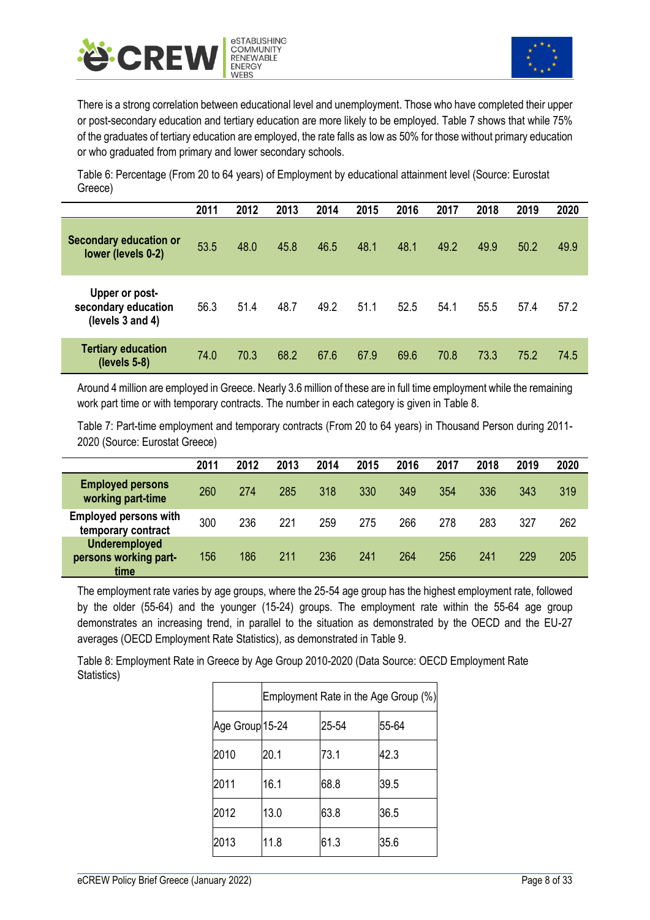There is a strong correlation between educational level and unemployment. Those who have completed their upper or post-secondary education and tertiary education are more likely to be employed. Table 7 shows that while 75% of the graduates of tertiary education are employed, the rate falls as low as 50% for those without primary education or who graduated from primary and lower secondary schools.

Table 6: Percentage (From 20 to 64 years) of Employment by educational attainment level (Source: Eurostat Greece)

| | 2011 | 2012 | 2013 | 2014 | 2015 | 2016 | 2017 | 2018 | 2019 | 2020 |
|---|---|---|---|---|---|---|---|---|---|---|
| **Secondary education or lower (levels 0-2)** | 53.5 | 48.0 | 45.8 | 46.5 | 48.1 | 48.1 | 49.2 | 49.9 | 50.2 | 49.9 |
| **Upper or post-secondary education (levels 3 and 4)** | 56.3 | 51.4 | 48.7 | 49.2 | 51.1 | 52.5 | 54.1 | 55.5 | 57.4 | 57.2 |
| **Tertiary education (levels 5-8)** | 74.0 | 70.3 | 68.2 | 67.6 | 67.9 | 69.6 | 70.8 | 73.3 | 75.2 | 74.5 |

Around 4 million are employed in Greece. Nearly 3.6 million of these are in full time employment while the remaining work part time or with temporary contracts. The number in each category is given in Table 8.

Table 7: Part-time employment and temporary contracts (From 20 to 64 years) in Thousand Person during 2011-2020 (Source: Eurostat Greece)

| | 2011 | 2012 | 2013 | 2014 | 2015 | 2016 | 2017 | 2018 | 2019 | 2020 |
|---|---|---|---|---|---|---|---|---|---|---|
| **Employed persons working part-time** | 260 | 274 | 285 | 318 | 330 | 349 | 354 | 336 | 343 | 319 |
| **Employed persons with temporary contract** | 300 | 236 | 221 | 259 | 275 | 266 | 278 | 283 | 327 | 262 |
| **Underemployed persons working part-time** | 156 | 186 | 211 | 236 | 241 | 264 | 256 | 241 | 229 | 205 |

The employment rate varies by age groups, where the 25-54 age group has the highest employment rate, followed by the older (55-64) and the younger (15-24) groups. The employment rate within the 55-64 age group demonstrates an increasing trend, in parallel to the situation as demonstrated by the OECD and the EU-27 averages (OECD Employment Rate Statistics), as demonstrated in Table 9.

Table 8: Employment Rate in Greece by Age Group 2010-2020 (Data Source: OECD Employment Rate Statistics)

| | Employment Rate in the Age Group (%) | | |
|---|---|---|---|
| Age Group | 15-24 | 25-54 | 55-64 |
| 2010 | 20.1 | 73.1 | 42.3 |
| 2011 | 16.1 | 68.8 | 39.5 |
| 2012 | 13.0 | 63.8 | 36.5 |
| 2013 | 11.8 | 61.3 | 35.6 |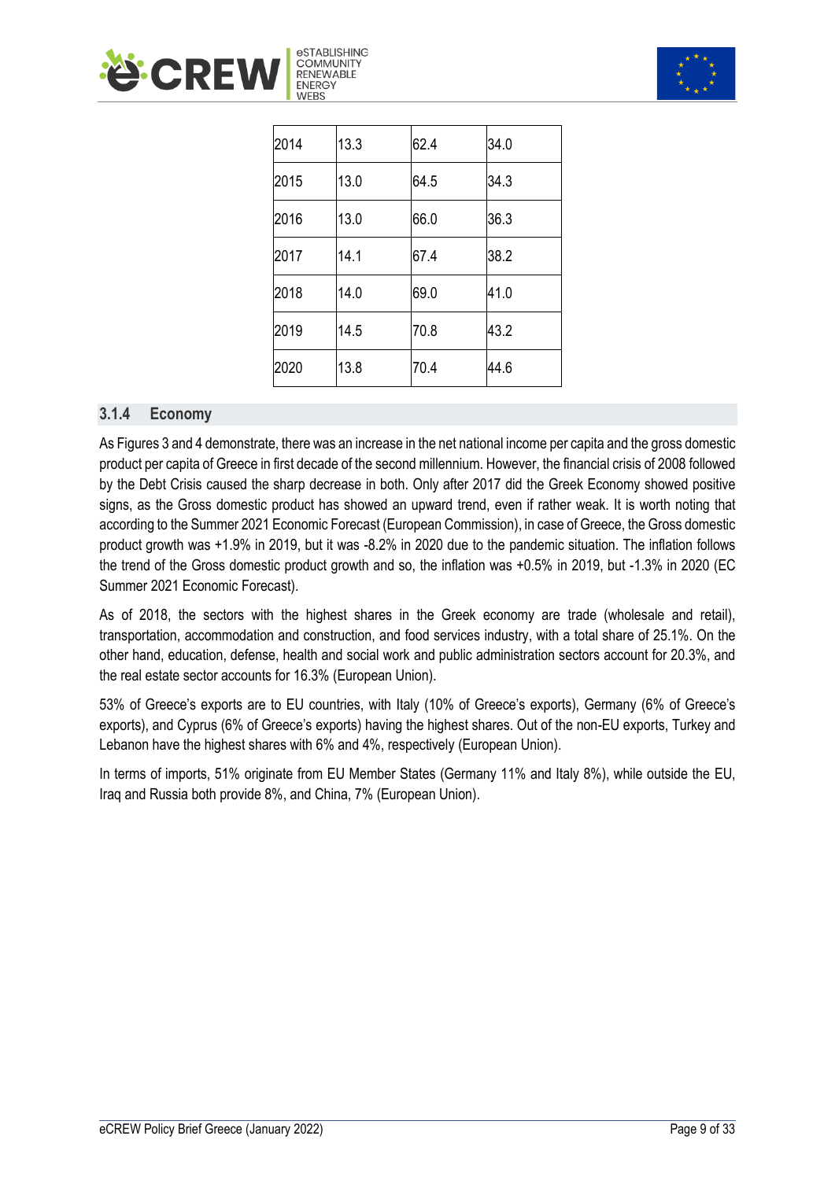| | | | |
|---|---|---|---|
| 2014 | 13.3 | 62.4 | 34.0 |
| 2015 | 13.0 | 64.5 | 34.3 |
| 2016 | 13.0 | 66.0 | 36.3 |
| 2017 | 14.1 | 67.4 | 38.2 |
| 2018 | 14.0 | 69.0 | 41.0 |
| 2019 | 14.5 | 70.8 | 43.2 |
| 2020 | 13.8 | 70.4 | 44.6 |

### 3.1.4 Economy

As Figures 3 and 4 demonstrate, there was an increase in the net national income per capita and the gross domestic product per capita of Greece in first decade of the second millennium. However, the financial crisis of 2008 followed by the Debt Crisis caused the sharp decrease in both. Only after 2017 did the Greek Economy showed positive signs, as the Gross domestic product has showed an upward trend, even if rather weak. It is worth noting that according to the Summer 2021 Economic Forecast (European Commission), in case of Greece, the Gross domestic product growth was +1.9% in 2019, but it was -8.2% in 2020 due to the pandemic situation. The inflation follows the trend of the Gross domestic product growth and so, the inflation was +0.5% in 2019, but -1.3% in 2020 (EC Summer 2021 Economic Forecast).

As of 2018, the sectors with the highest shares in the Greek economy are trade (wholesale and retail), transportation, accommodation and construction, and food services industry, with a total share of 25.1%. On the other hand, education, defense, health and social work and public administration sectors account for 20.3%, and the real estate sector accounts for 16.3% (European Union).

53% of Greece's exports are to EU countries, with Italy (10% of Greece's exports), Germany (6% of Greece's exports), and Cyprus (6% of Greece's exports) having the highest shares. Out of the non-EU exports, Turkey and Lebanon have the highest shares with 6% and 4%, respectively (European Union).

In terms of imports, 51% originate from EU Member States (Germany 11% and Italy 8%), while outside the EU, Iraq and Russia both provide 8%, and China, 7% (European Union).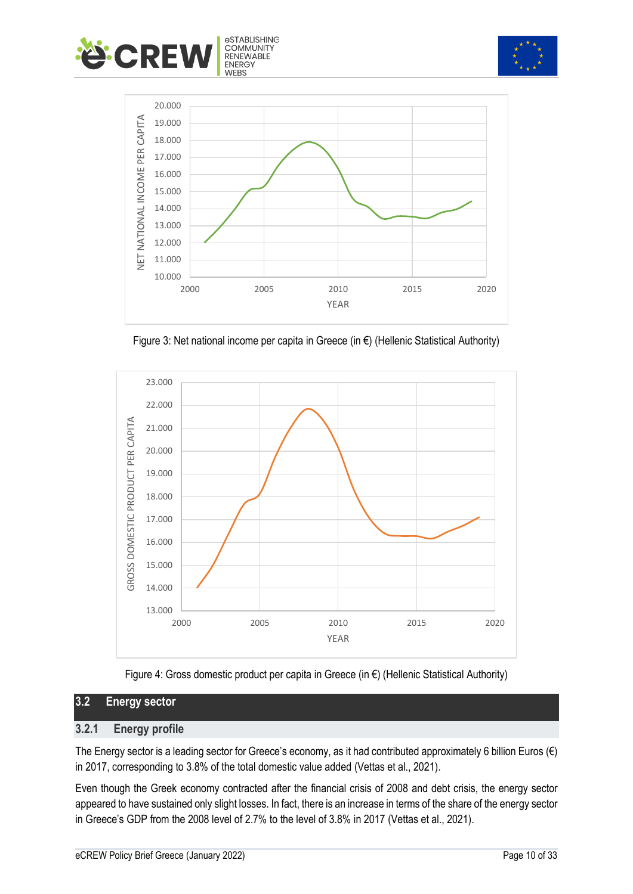Figure 3: Net national income per capita in Greece (in €) (Hellenic Statistical Authority)

Figure 4: Gross domestic product per capita in Greece (in €) (Hellenic Statistical Authority)

## 3.2 Energy sector

### 3.2.1 Energy profile

The Energy sector is a leading sector for Greece's economy, as it had contributed approximately 6 billion Euros (€) in 2017, corresponding to 3.8% of the total domestic value added (Vettas et al., 2021).

Even though the Greek economy contracted after the financial crisis of 2008 and debt crisis, the energy sector appeared to have sustained only slight losses. In fact, there is an increase in terms of the share of the energy sector in Greece's GDP from the 2008 level of 2.7% to the level of 3.8% in 2017 (Vettas et al., 2021).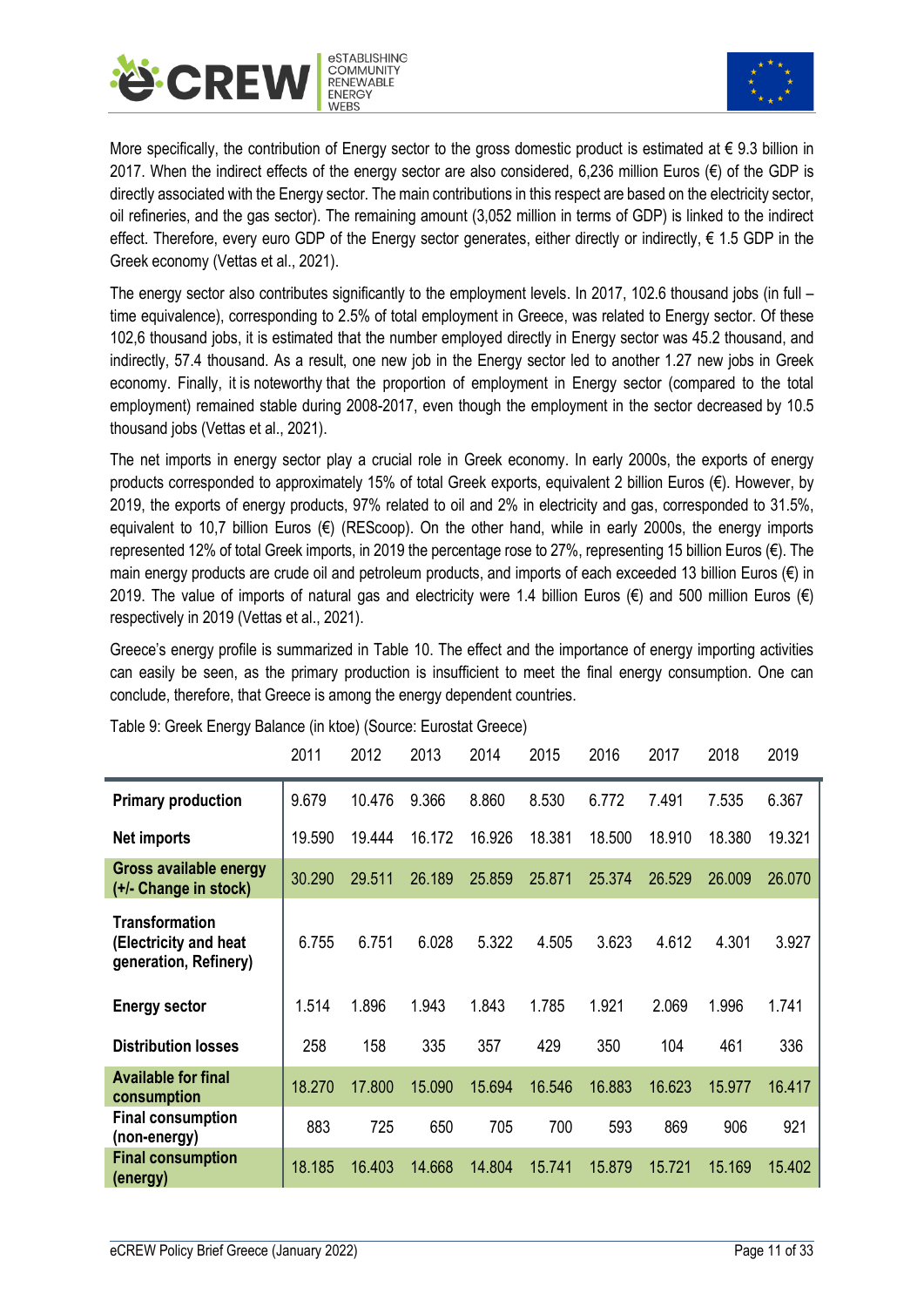More specifically, the contribution of Energy sector to the gross domestic product is estimated at € 9.3 billion in 2017. When the indirect effects of the energy sector are also considered, 6,236 million Euros (€) of the GDP is directly associated with the Energy sector. The main contributions in this respect are based on the electricity sector, oil refineries, and the gas sector). The remaining amount (3,052 million in terms of GDP) is linked to the indirect effect. Therefore, every euro GDP of the Energy sector generates, either directly or indirectly, € 1.5 GDP in the Greek economy (Vettas et al., 2021).

The energy sector also contributes significantly to the employment levels. In 2017, 102.6 thousand jobs (in full – time equivalence), corresponding to 2.5% of total employment in Greece, was related to Energy sector. Of these 102,6 thousand jobs, it is estimated that the number employed directly in Energy sector was 45.2 thousand, and indirectly, 57.4 thousand. As a result, one new job in the Energy sector led to another 1.27 new jobs in Greek economy. Finally, it is noteworthy that the proportion of employment in Energy sector (compared to the total employment) remained stable during 2008-2017, even though the employment in the sector decreased by 10.5 thousand jobs (Vettas et al., 2021).

The net imports in energy sector play a crucial role in Greek economy. In early 2000s, the exports of energy products corresponded to approximately 15% of total Greek exports, equivalent 2 billion Euros (€). However, by 2019, the exports of energy products, 97% related to oil and 2% in electricity and gas, corresponded to 31.5%, equivalent to 10,7 billion Euros (€) (REScoop). On the other hand, while in early 2000s, the energy imports represented 12% of total Greek imports, in 2019 the percentage rose to 27%, representing 15 billion Euros (€). The main energy products are crude oil and petroleum products, and imports of each exceeded 13 billion Euros (€) in 2019. The value of imports of natural gas and electricity were 1.4 billion Euros (€) and 500 million Euros (€) respectively in 2019 (Vettas et al., 2021).

Greece's energy profile is summarized in Table 10. The effect and the importance of energy importing activities can easily be seen, as the primary production is insufficient to meet the final energy consumption. One can conclude, therefore, that Greece is among the energy dependent countries.

Table 9: Greek Energy Balance (in ktoe) (Source: Eurostat Greece)

| | 2011 | 2012 | 2013 | 2014 | 2015 | 2016 | 2017 | 2018 | 2019 |
|---|---|---|---|---|---|---|---|---|---|
| **Primary production** | 9.679 | 10.476 | 9.366 | 8.860 | 8.530 | 6.772 | 7.491 | 7.535 | 6.367 |
| **Net imports** | 19.590 | 19.444 | 16.172 | 16.926 | 18.381 | 18.500 | 18.910 | 18.380 | 19.321 |
| **Gross available energy (+/- Change in stock)** | 30.290 | 29.511 | 26.189 | 25.859 | 25.871 | 25.374 | 26.529 | 26.009 | 26.070 |
| **Transformation (Electricity and heat generation, Refinery)** | 6.755 | 6.751 | 6.028 | 5.322 | 4.505 | 3.623 | 4.612 | 4.301 | 3.927 |
| **Energy sector** | 1.514 | 1.896 | 1.943 | 1.843 | 1.785 | 1.921 | 2.069 | 1.996 | 1.741 |
| **Distribution losses** | 258 | 158 | 335 | 357 | 429 | 350 | 104 | 461 | 336 |
| **Available for final consumption** | 18.270 | 17.800 | 15.090 | 15.694 | 16.546 | 16.883 | 16.623 | 15.977 | 16.417 |
| **Final consumption (non-energy)** | 883 | 725 | 650 | 705 | 700 | 593 | 869 | 906 | 921 |
| **Final consumption (energy)** | 18.185 | 16.403 | 14.668 | 14.804 | 15.741 | 15.879 | 15.721 | 15.169 | 15.402 |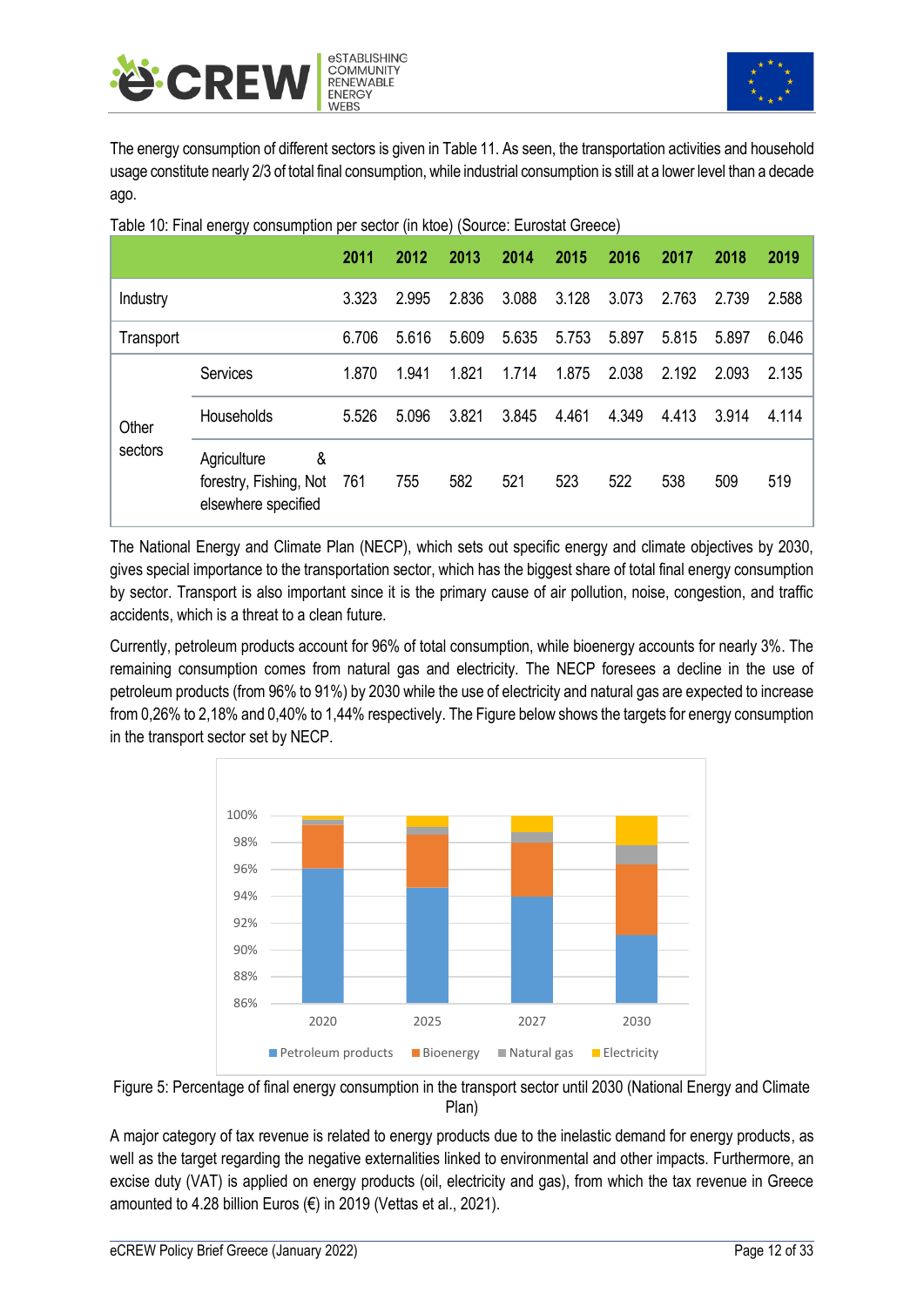The energy consumption of different sectors is given in Table 11. As seen, the transportation activities and household usage constitute nearly 2/3 of total final consumption, while industrial consumption is still at a lower level than a decade ago.

Table 10: Final energy consumption per sector (in ktoe) (Source: Eurostat Greece)

| | | 2011 | 2012 | 2013 | 2014 | 2015 | 2016 | 2017 | 2018 | 2019 |
|---|---|---|---|---|---|---|---|---|---|---|
| Industry | | 3.323 | 2.995 | 2.836 | 3.088 | 3.128 | 3.073 | 2.763 | 2.739 | 2.588 |
| Transport | | 6.706 | 5.616 | 5.609 | 5.635 | 5.753 | 5.897 | 5.815 | 5.897 | 6.046 |
| Other sectors | Services | 1.870 | 1.941 | 1.821 | 1.714 | 1.875 | 2.038 | 2.192 | 2.093 | 2.135 |
| | Households | 5.526 | 5.096 | 3.821 | 3.845 | 4.461 | 4.349 | 4.413 | 3.914 | 4.114 |
| | Agriculture & forestry, Fishing, Not elsewhere specified | 761 | 755 | 582 | 521 | 523 | 522 | 538 | 509 | 519 |

The National Energy and Climate Plan (NECP), which sets out specific energy and climate objectives by 2030, gives special importance to the transportation sector, which has the biggest share of total final energy consumption by sector. Transport is also important since it is the primary cause of air pollution, noise, congestion, and traffic accidents, which is a threat to a clean future.

Currently, petroleum products account for 96% of total consumption, while bioenergy accounts for nearly 3%. The remaining consumption comes from natural gas and electricity. The NECP foresees a decline in the use of petroleum products (from 96% to 91%) by 2030 while the use of electricity and natural gas are expected to increase from 0,26% to 2,18% and 0,40% to 1,44% respectively. The Figure below shows the targets for energy consumption in the transport sector set by NECP.

Figure 5: Percentage of final energy consumption in the transport sector until 2030 (National Energy and Climate Plan)

A major category of tax revenue is related to energy products due to the inelastic demand for energy products, as well as the target regarding the negative externalities linked to environmental and other impacts. Furthermore, an excise duty (VAT) is applied on energy products (oil, electricity and gas), from which the tax revenue in Greece amounted to 4.28 billion Euros (€) in 2019 (Vettas et al., 2021).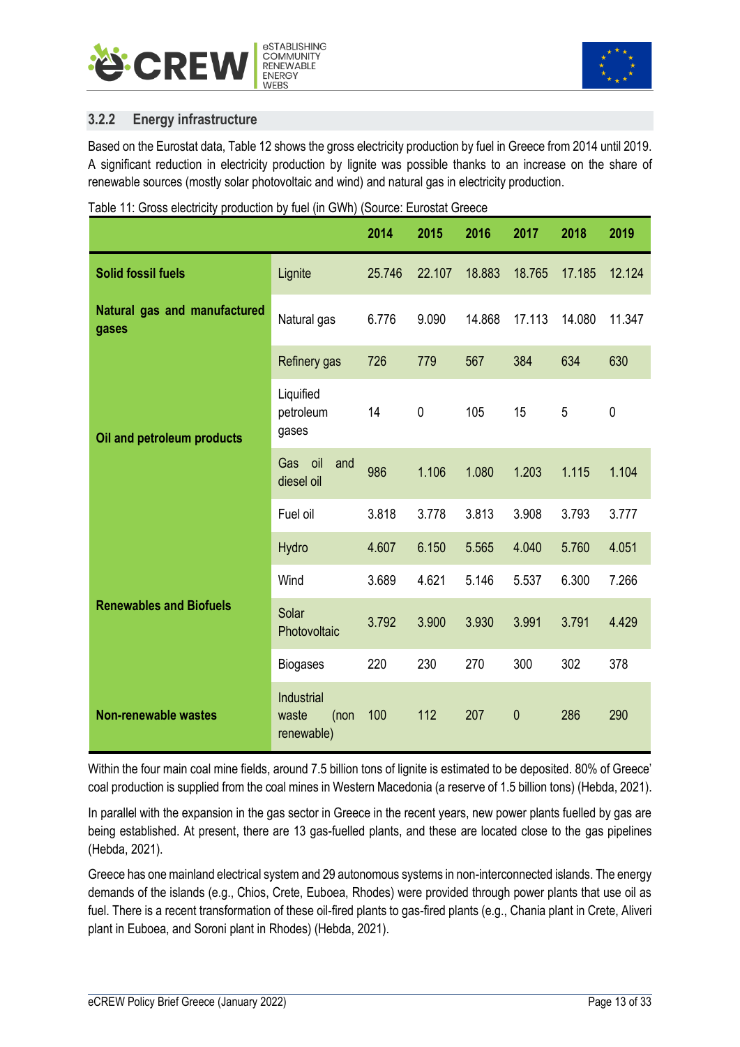### 3.2.2 Energy infrastructure

Based on the Eurostat data, Table 12 shows the gross electricity production by fuel in Greece from 2014 until 2019. A significant reduction in electricity production by lignite was possible thanks to an increase on the share of renewable sources (mostly solar photovoltaic and wind) and natural gas in electricity production.

Table 11: Gross electricity production by fuel (in GWh) (Source: Eurostat Greece

| | | 2014 | 2015 | 2016 | 2017 | 2018 | 2019 |
|---|---|---|---|---|---|---|---|
| **Solid fossil fuels** | Lignite | 25.746 | 22.107 | 18.883 | 18.765 | 17.185 | 12.124 |
| **Natural gas and manufactured gases** | Natural gas | 6.776 | 9.090 | 14.868 | 17.113 | 14.080 | 11.347 |
| **Oil and petroleum products** | Refinery gas | 726 | 779 | 567 | 384 | 634 | 630 |
| | Liquified petroleum gases | 14 | 0 | 105 | 15 | 5 | 0 |
| | Gas oil and diesel oil | 986 | 1.106 | 1.080 | 1.203 | 1.115 | 1.104 |
| | Fuel oil | 3.818 | 3.778 | 3.813 | 3.908 | 3.793 | 3.777 |
| **Renewables and Biofuels** | Hydro | 4.607 | 6.150 | 5.565 | 4.040 | 5.760 | 4.051 |
| | Wind | 3.689 | 4.621 | 5.146 | 5.537 | 6.300 | 7.266 |
| | Solar Photovoltaic | 3.792 | 3.900 | 3.930 | 3.991 | 3.791 | 4.429 |
| | Biogases | 220 | 230 | 270 | 300 | 302 | 378 |
| **Non-renewable wastes** | Industrial waste (non renewable) | 100 | 112 | 207 | 0 | 286 | 290 |

Within the four main coal mine fields, around 7.5 billion tons of lignite is estimated to be deposited. 80% of Greece' coal production is supplied from the coal mines in Western Macedonia (a reserve of 1.5 billion tons) (Hebda, 2021).

In parallel with the expansion in the gas sector in Greece in the recent years, new power plants fuelled by gas are being established. At present, there are 13 gas-fuelled plants, and these are located close to the gas pipelines (Hebda, 2021).

Greece has one mainland electrical system and 29 autonomous systems in non-interconnected islands. The energy demands of the islands (e.g., Chios, Crete, Euboea, Rhodes) were provided through power plants that use oil as fuel. There is a recent transformation of these oil-fired plants to gas-fired plants (e.g., Chania plant in Crete, Aliveri plant in Euboea, and Soroni plant in Rhodes) (Hebda, 2021).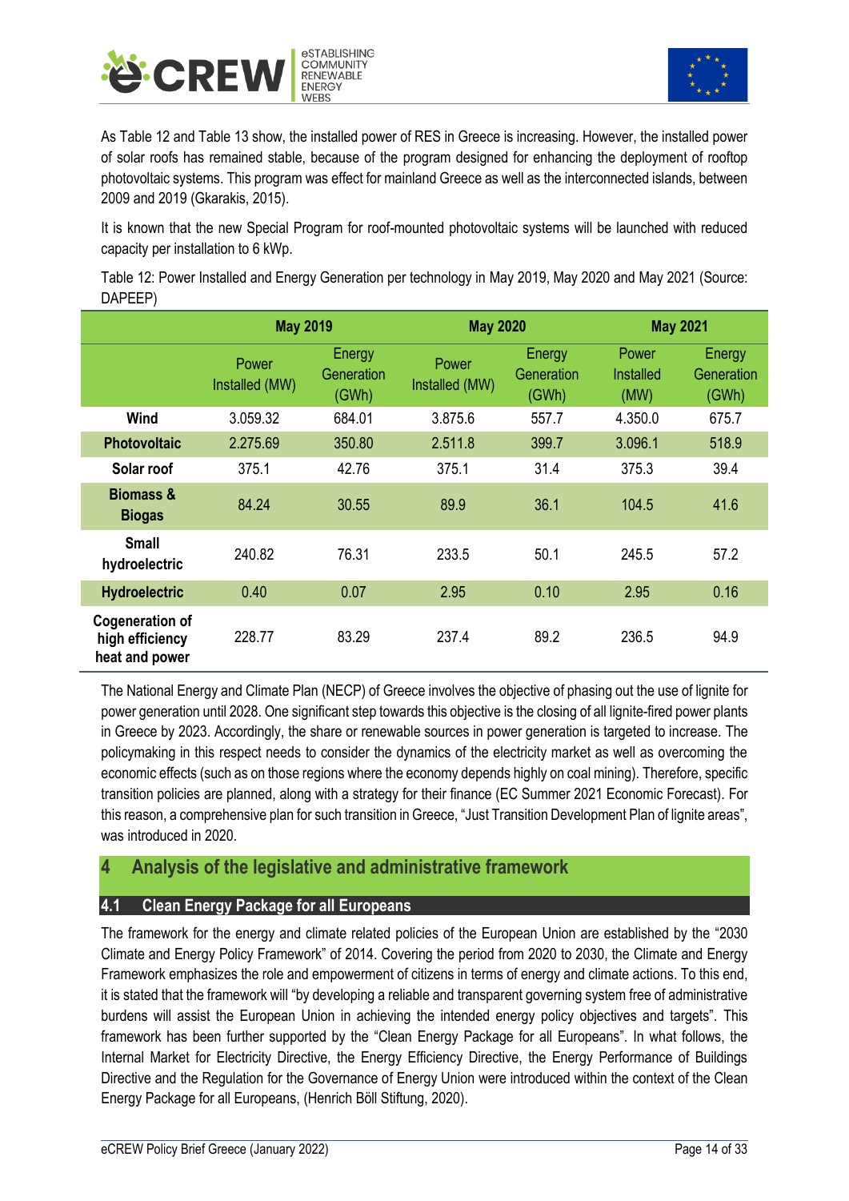As Table 12 and Table 13 show, the installed power of RES in Greece is increasing. However, the installed power of solar roofs has remained stable, because of the program designed for enhancing the deployment of rooftop photovoltaic systems. This program was effect for mainland Greece as well as the interconnected islands, between 2009 and 2019 (Gkarakis, 2015).

It is known that the new Special Program for roof-mounted photovoltaic systems will be launched with reduced capacity per installation to 6 kWp.

Table 12: Power Installed and Energy Generation per technology in May 2019, May 2020 and May 2021 (Source: DAPEEP)

| | May 2019 | | May 2020 | | May 2021 | |
|---|---|---|---|---|---|---|
| | Power Installed (MW) | Energy Generation (GWh) | Power Installed (MW) | Energy Generation (GWh) | Power Installed (MW) | Energy Generation (GWh) |
| **Wind** | 3.059.32 | 684.01 | 3.875.6 | 557.7 | 4.350.0 | 675.7 |
| **Photovoltaic** | 2.275.69 | 350.80 | 2.511.8 | 399.7 | 3.096.1 | 518.9 |
| **Solar roof** | 375.1 | 42.76 | 375.1 | 31.4 | 375.3 | 39.4 |
| **Biomass & Biogas** | 84.24 | 30.55 | 89.9 | 36.1 | 104.5 | 41.6 |
| **Small hydroelectric** | 240.82 | 76.31 | 233.5 | 50.1 | 245.5 | 57.2 |
| **Hydroelectric** | 0.40 | 0.07 | 2.95 | 0.10 | 2.95 | 0.16 |
| **Cogeneration of high efficiency heat and power** | 228.77 | 83.29 | 237.4 | 89.2 | 236.5 | 94.9 |

The National Energy and Climate Plan (NECP) of Greece involves the objective of phasing out the use of lignite for power generation until 2028. One significant step towards this objective is the closing of all lignite-fired power plants in Greece by 2023. Accordingly, the share or renewable sources in power generation is targeted to increase. The policymaking in this respect needs to consider the dynamics of the electricity market as well as overcoming the economic effects (such as on those regions where the economy depends highly on coal mining). Therefore, specific transition policies are planned, along with a strategy for their finance (EC Summer 2021 Economic Forecast). For this reason, a comprehensive plan for such transition in Greece, "Just Transition Development Plan of lignite areas", was introduced in 2020.

# 4 Analysis of the legislative and administrative framework

## 4.1 Clean Energy Package for all Europeans

The framework for the energy and climate related policies of the European Union are established by the "2030 Climate and Energy Policy Framework" of 2014. Covering the period from 2020 to 2030, the Climate and Energy Framework emphasizes the role and empowerment of citizens in terms of energy and climate actions. To this end, it is stated that the framework will "by developing a reliable and transparent governing system free of administrative burdens will assist the European Union in achieving the intended energy policy objectives and targets". This framework has been further supported by the "Clean Energy Package for all Europeans". In what follows, the Internal Market for Electricity Directive, the Energy Efficiency Directive, the Energy Performance of Buildings Directive and the Regulation for the Governance of Energy Union were introduced within the context of the Clean Energy Package for all Europeans, (Henrich Böll Stiftung, 2020).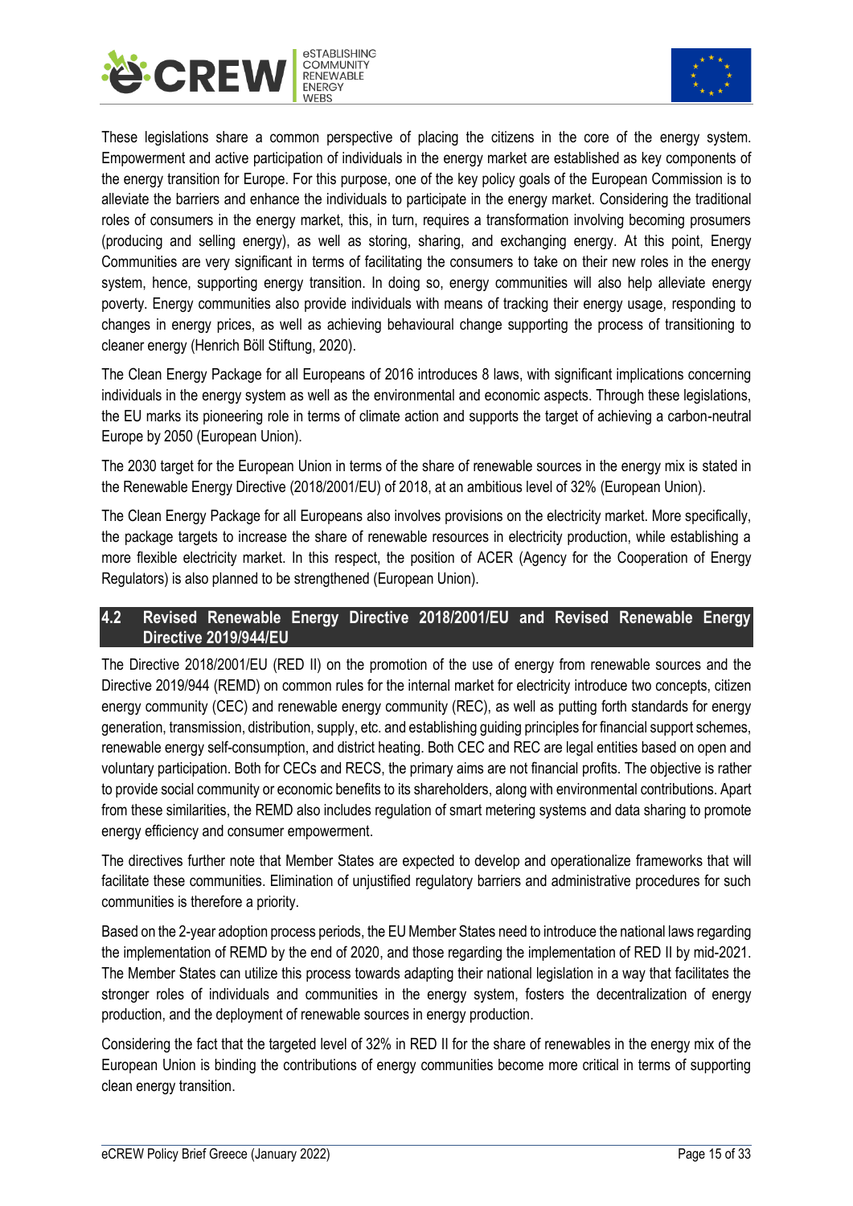These legislations share a common perspective of placing the citizens in the core of the energy system. Empowerment and active participation of individuals in the energy market are established as key components of the energy transition for Europe. For this purpose, one of the key policy goals of the European Commission is to alleviate the barriers and enhance the individuals to participate in the energy market. Considering the traditional roles of consumers in the energy market, this, in turn, requires a transformation involving becoming prosumers (producing and selling energy), as well as storing, sharing, and exchanging energy. At this point, Energy Communities are very significant in terms of facilitating the consumers to take on their new roles in the energy system, hence, supporting energy transition. In doing so, energy communities will also help alleviate energy poverty. Energy communities also provide individuals with means of tracking their energy usage, responding to changes in energy prices, as well as achieving behavioural change supporting the process of transitioning to cleaner energy (Henrich Böll Stiftung, 2020).

The Clean Energy Package for all Europeans of 2016 introduces 8 laws, with significant implications concerning individuals in the energy system as well as the environmental and economic aspects. Through these legislations, the EU marks its pioneering role in terms of climate action and supports the target of achieving a carbon-neutral Europe by 2050 (European Union).

The 2030 target for the European Union in terms of the share of renewable sources in the energy mix is stated in the Renewable Energy Directive (2018/2001/EU) of 2018, at an ambitious level of 32% (European Union).

The Clean Energy Package for all Europeans also involves provisions on the electricity market. More specifically, the package targets to increase the share of renewable resources in electricity production, while establishing a more flexible electricity market. In this respect, the position of ACER (Agency for the Cooperation of Energy Regulators) is also planned to be strengthened (European Union).

## 4.2 Revised Renewable Energy Directive 2018/2001/EU and Revised Renewable Energy Directive 2019/944/EU

The Directive 2018/2001/EU (RED II) on the promotion of the use of energy from renewable sources and the Directive 2019/944 (REMD) on common rules for the internal market for electricity introduce two concepts, citizen energy community (CEC) and renewable energy community (REC), as well as putting forth standards for energy generation, transmission, distribution, supply, etc. and establishing guiding principles for financial support schemes, renewable energy self-consumption, and district heating. Both CEC and REC are legal entities based on open and voluntary participation. Both for CECs and RECS, the primary aims are not financial profits. The objective is rather to provide social community or economic benefits to its shareholders, along with environmental contributions. Apart from these similarities, the REMD also includes regulation of smart metering systems and data sharing to promote energy efficiency and consumer empowerment.

The directives further note that Member States are expected to develop and operationalize frameworks that will facilitate these communities. Elimination of unjustified regulatory barriers and administrative procedures for such communities is therefore a priority.

Based on the 2-year adoption process periods, the EU Member States need to introduce the national laws regarding the implementation of REMD by the end of 2020, and those regarding the implementation of RED II by mid-2021. The Member States can utilize this process towards adapting their national legislation in a way that facilitates the stronger roles of individuals and communities in the energy system, fosters the decentralization of energy production, and the deployment of renewable sources in energy production.

Considering the fact that the targeted level of 32% in RED II for the share of renewables in the energy mix of the European Union is binding the contributions of energy communities become more critical in terms of supporting clean energy transition.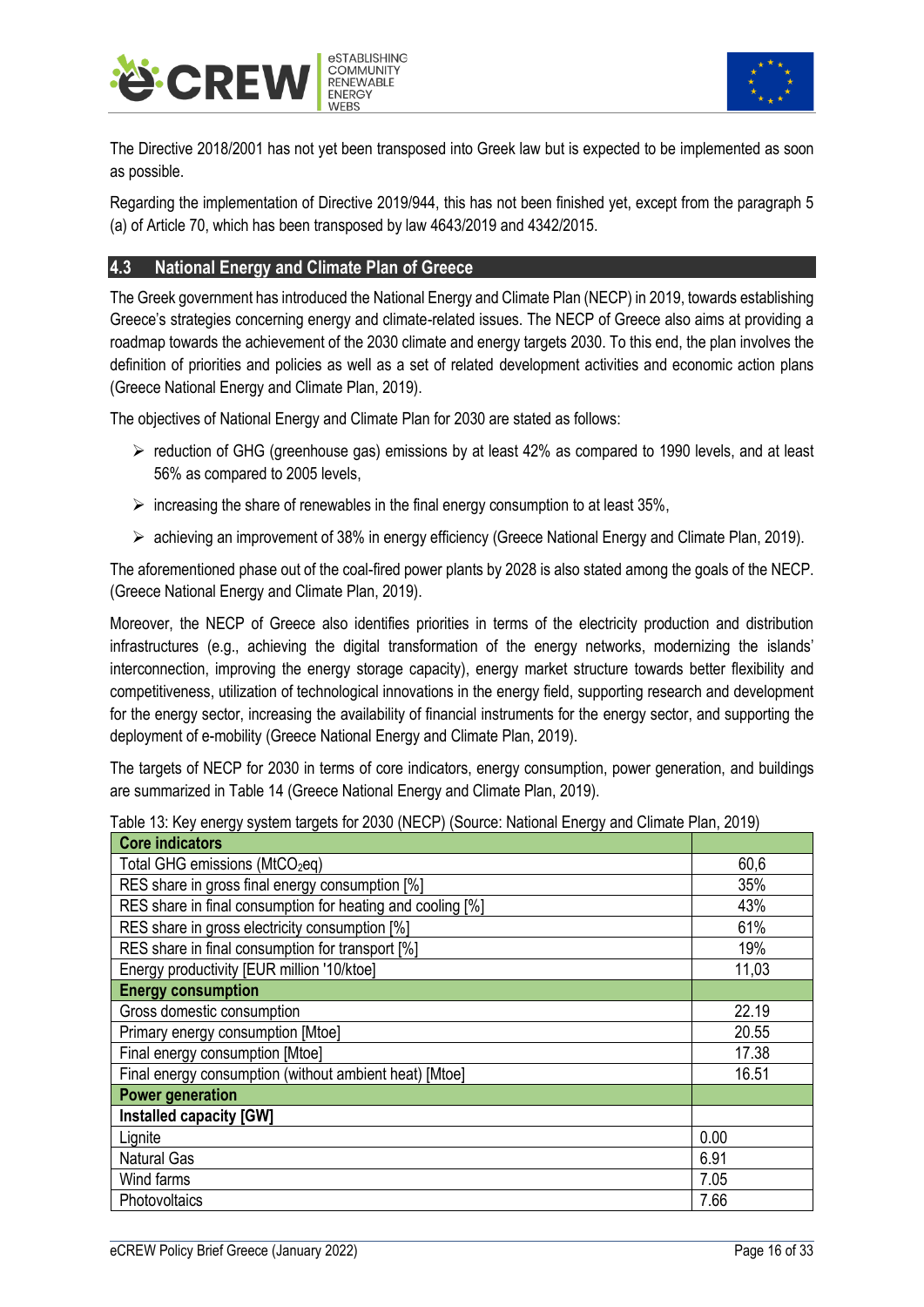The Directive 2018/2001 has not yet been transposed into Greek law but is expected to be implemented as soon as possible.

Regarding the implementation of Directive 2019/944, this has not been finished yet, except from the paragraph 5 (a) of Article 70, which has been transposed by law 4643/2019 and 4342/2015.

## 4.3 National Energy and Climate Plan of Greece

The Greek government has introduced the National Energy and Climate Plan (NECP) in 2019, towards establishing Greece's strategies concerning energy and climate-related issues. The NECP of Greece also aims at providing a roadmap towards the achievement of the 2030 climate and energy targets 2030. To this end, the plan involves the definition of priorities and policies as well as a set of related development activities and economic action plans (Greece National Energy and Climate Plan, 2019).

The objectives of National Energy and Climate Plan for 2030 are stated as follows:

- reduction of GHG (greenhouse gas) emissions by at least 42% as compared to 1990 levels, and at least 56% as compared to 2005 levels,
- increasing the share of renewables in the final energy consumption to at least 35%,
- achieving an improvement of 38% in energy efficiency (Greece National Energy and Climate Plan, 2019).

The aforementioned phase out of the coal-fired power plants by 2028 is also stated among the goals of the NECP. (Greece National Energy and Climate Plan, 2019).

Moreover, the NECP of Greece also identifies priorities in terms of the electricity production and distribution infrastructures (e.g., achieving the digital transformation of the energy networks, modernizing the islands' interconnection, improving the energy storage capacity), energy market structure towards better flexibility and competitiveness, utilization of technological innovations in the energy field, supporting research and development for the energy sector, increasing the availability of financial instruments for the energy sector, and supporting the deployment of e-mobility (Greece National Energy and Climate Plan, 2019).

The targets of NECP for 2030 in terms of core indicators, energy consumption, power generation, and buildings are summarized in Table 14 (Greece National Energy and Climate Plan, 2019).

Table 13: Key energy system targets for 2030 (NECP) (Source: National Energy and Climate Plan, 2019)

| **Core indicators** | |
|---|---|
| Total GHG emissions (MtCO$_2$eq) | 60,6 |
| RES share in gross final energy consumption [%] | 35% |
| RES share in final consumption for heating and cooling [%] | 43% |
| RES share in gross electricity consumption [%] | 61% |
| RES share in final consumption for transport [%] | 19% |
| Energy productivity [EUR million '10/ktoe] | 11,03 |
| **Energy consumption** | |
| Gross domestic consumption | 22.19 |
| Primary energy consumption [Mtoe] | 20.55 |
| Final energy consumption [Mtoe] | 17.38 |
| Final energy consumption (without ambient heat) [Mtoe] | 16.51 |
| **Power generation** | |
| **Installed capacity [GW]** | |
| Lignite | 0.00 |
| Natural Gas | 6.91 |
| Wind farms | 7.05 |
| Photovoltaics | 7.66 |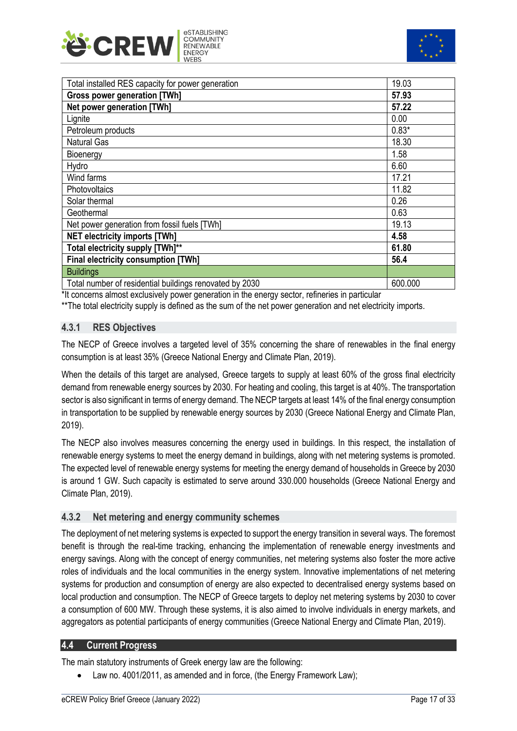| Total installed RES capacity for power generation | 19.03 |
|---|---|
| **Gross power generation [TWh]** | **57.93** |
| **Net power generation [TWh]** | **57.22** |
| Lignite | 0.00 |
| Petroleum products | 0.83* |
| Natural Gas | 18.30 |
| Bioenergy | 1.58 |
| Hydro | 6.60 |
| Wind farms | 17.21 |
| Photovoltaics | 11.82 |
| Solar thermal | 0.26 |
| Geothermal | 0.63 |
| Net power generation from fossil fuels [TWh] | 19.13 |
| **NET electricity imports [TWh]** | **4.58** |
| **Total electricity supply [TWh]**** | **61.80** |
| **Final electricity consumption [TWh]** | **56.4** |
| Buildings | |
| Total number of residential buildings renovated by 2030 | 600.000 |

*It concerns almost exclusively power generation in the energy sector, refineries in particular

**The total electricity supply is defined as the sum of the net power generation and net electricity imports.

### 4.3.1 RES Objectives

The NECP of Greece involves a targeted level of 35% concerning the share of renewables in the final energy consumption is at least 35% (Greece National Energy and Climate Plan, 2019).

When the details of this target are analysed, Greece targets to supply at least 60% of the gross final electricity demand from renewable energy sources by 2030. For heating and cooling, this target is at 40%. The transportation sector is also significant in terms of energy demand. The NECP targets at least 14% of the final energy consumption in transportation to be supplied by renewable energy sources by 2030 (Greece National Energy and Climate Plan, 2019).

The NECP also involves measures concerning the energy used in buildings. In this respect, the installation of renewable energy systems to meet the energy demand in buildings, along with net metering systems is promoted. The expected level of renewable energy systems for meeting the energy demand of households in Greece by 2030 is around 1 GW. Such capacity is estimated to serve around 330.000 households (Greece National Energy and Climate Plan, 2019).

### 4.3.2 Net metering and energy community schemes

The deployment of net metering systems is expected to support the energy transition in several ways. The foremost benefit is through the real-time tracking, enhancing the implementation of renewable energy investments and energy savings. Along with the concept of energy communities, net metering systems also foster the more active roles of individuals and the local communities in the energy system. Innovative implementations of net metering systems for production and consumption of energy are also expected to decentralised energy systems based on local production and consumption. The NECP of Greece targets to deploy net metering systems by 2030 to cover a consumption of 600 MW. Through these systems, it is also aimed to involve individuals in energy markets, and aggregators as potential participants of energy communities (Greece National Energy and Climate Plan, 2019).

## 4.4 Current Progress

The main statutory instruments of Greek energy law are the following:

- Law no. 4001/2011, as amended and in force, (the Energy Framework Law);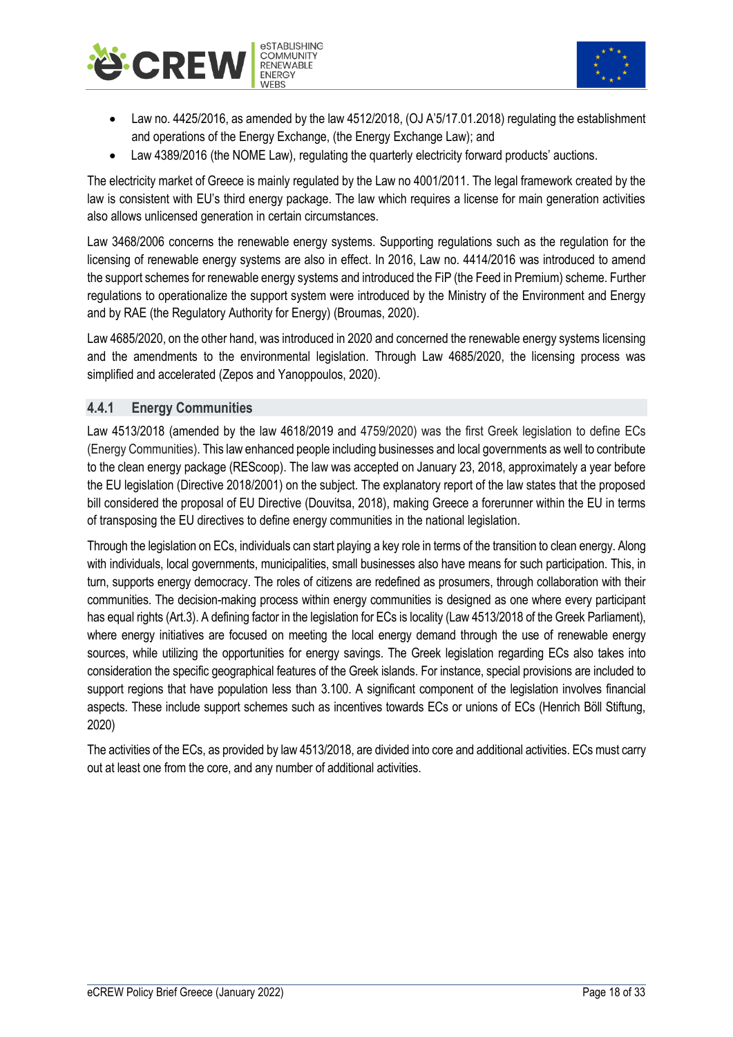- Law no. 4425/2016, as amended by the law 4512/2018, (OJ A'5/17.01.2018) regulating the establishment and operations of the Energy Exchange, (the Energy Exchange Law); and
- Law 4389/2016 (the NOME Law), regulating the quarterly electricity forward products' auctions.

The electricity market of Greece is mainly regulated by the Law no 4001/2011. The legal framework created by the law is consistent with EU's third energy package. The law which requires a license for main generation activities also allows unlicensed generation in certain circumstances.

Law 3468/2006 concerns the renewable energy systems. Supporting regulations such as the regulation for the licensing of renewable energy systems are also in effect. In 2016, Law no. 4414/2016 was introduced to amend the support schemes for renewable energy systems and introduced the FiP (the Feed in Premium) scheme. Further regulations to operationalize the support system were introduced by the Ministry of the Environment and Energy and by RAE (the Regulatory Authority for Energy) (Broumas, 2020).

Law 4685/2020, on the other hand, was introduced in 2020 and concerned the renewable energy systems licensing and the amendments to the environmental legislation. Through Law 4685/2020, the licensing process was simplified and accelerated (Zepos and Yanoppoulos, 2020).

### 4.4.1 Energy Communities

Law 4513/2018 (amended by the law 4618/2019 and 4759/2020) was the first Greek legislation to define ECs (Energy Communities). This law enhanced people including businesses and local governments as well to contribute to the clean energy package (REScoop). The law was accepted on January 23, 2018, approximately a year before the EU legislation (Directive 2018/2001) on the subject. The explanatory report of the law states that the proposed bill considered the proposal of EU Directive (Douvitsa, 2018), making Greece a forerunner within the EU in terms of transposing the EU directives to define energy communities in the national legislation.

Through the legislation on ECs, individuals can start playing a key role in terms of the transition to clean energy. Along with individuals, local governments, municipalities, small businesses also have means for such participation. This, in turn, supports energy democracy. The roles of citizens are redefined as prosumers, through collaboration with their communities. The decision-making process within energy communities is designed as one where every participant has equal rights (Art.3). A defining factor in the legislation for ECs is locality (Law 4513/2018 of the Greek Parliament), where energy initiatives are focused on meeting the local energy demand through the use of renewable energy sources, while utilizing the opportunities for energy savings. The Greek legislation regarding ECs also takes into consideration the specific geographical features of the Greek islands. For instance, special provisions are included to support regions that have population less than 3.100. A significant component of the legislation involves financial aspects. These include support schemes such as incentives towards ECs or unions of ECs (Henrich Böll Stiftung, 2020)

The activities of the ECs, as provided by law 4513/2018, are divided into core and additional activities. ECs must carry out at least one from the core, and any number of additional activities.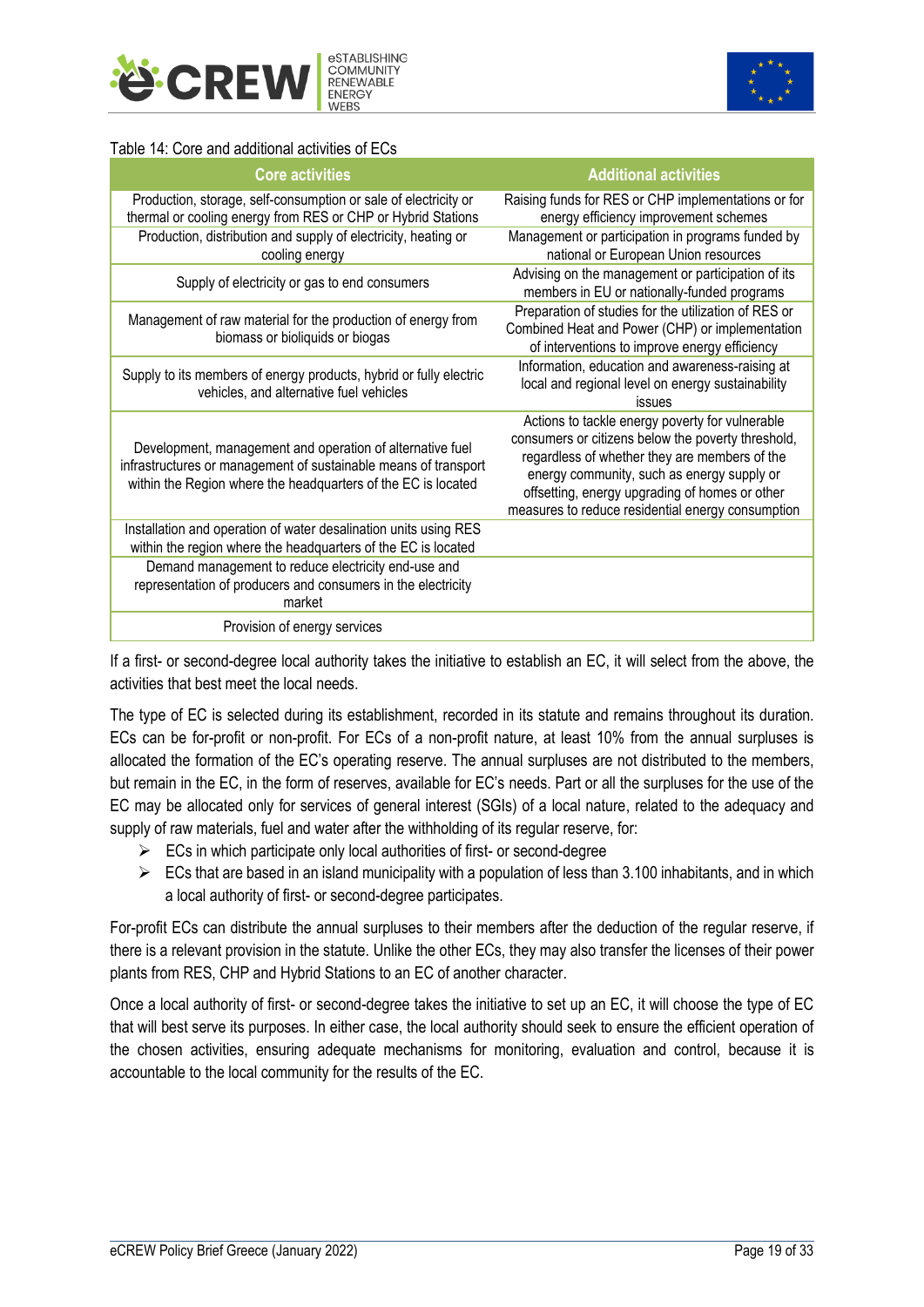Table 14: Core and additional activities of ECs

| Core activities | Additional activities |
|---|---|
| Production, storage, self-consumption or sale of electricity or thermal or cooling energy from RES or CHP or Hybrid Stations | Raising funds for RES or CHP implementations or for energy efficiency improvement schemes |
| Production, distribution and supply of electricity, heating or cooling energy | Management or participation in programs funded by national or European Union resources |
| Supply of electricity or gas to end consumers | Advising on the management or participation of its members in EU or nationally-funded programs |
| Management of raw material for the production of energy from biomass or bioliquids or biogas | Preparation of studies for the utilization of RES or Combined Heat and Power (CHP) or implementation of interventions to improve energy efficiency |
| Supply to its members of energy products, hybrid or fully electric vehicles, and alternative fuel vehicles | Information, education and awareness-raising at local and regional level on energy sustainability issues |
| Development, management and operation of alternative fuel infrastructures or management of sustainable means of transport within the Region where the headquarters of the EC is located | Actions to tackle energy poverty for vulnerable consumers or citizens below the poverty threshold, regardless of whether they are members of the energy community, such as energy supply or offsetting, energy upgrading of homes or other measures to reduce residential energy consumption |
| Installation and operation of water desalination units using RES within the region where the headquarters of the EC is located | |
| Demand management to reduce electricity end-use and representation of producers and consumers in the electricity market | |
| Provision of energy services | |

If a first- or second-degree local authority takes the initiative to establish an EC, it will select from the above, the activities that best meet the local needs.

The type of EC is selected during its establishment, recorded in its statute and remains throughout its duration. ECs can be for-profit or non-profit. For ECs of a non-profit nature, at least 10% from the annual surpluses is allocated the formation of the EC's operating reserve. The annual surpluses are not distributed to the members, but remain in the EC, in the form of reserves, available for EC's needs. Part or all the surpluses for the use of the EC may be allocated only for services of general interest (SGIs) of a local nature, related to the adequacy and supply of raw materials, fuel and water after the withholding of its regular reserve, for:

- ECs in which participate only local authorities of first- or second-degree
- ECs that are based in an island municipality with a population of less than 3.100 inhabitants, and in which a local authority of first- or second-degree participates.

For-profit ECs can distribute the annual surpluses to their members after the deduction of the regular reserve, if there is a relevant provision in the statute. Unlike the other ECs, they may also transfer the licenses of their power plants from RES, CHP and Hybrid Stations to an EC of another character.

Once a local authority of first- or second-degree takes the initiative to set up an EC, it will choose the type of EC that will best serve its purposes. In either case, the local authority should seek to ensure the efficient operation of the chosen activities, ensuring adequate mechanisms for monitoring, evaluation and control, because it is accountable to the local community for the results of the EC.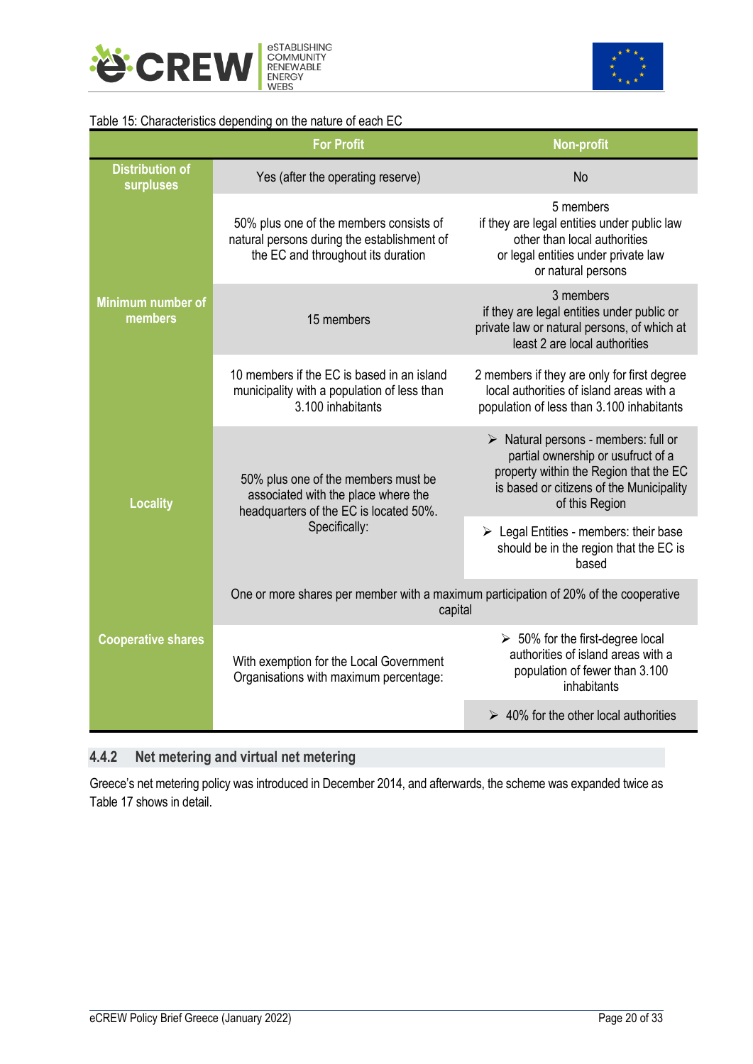Table 15: Characteristics depending on the nature of each EC

| | For Profit | Non-profit |
|---|---|---|
| Distribution of surpluses | Yes (after the operating reserve) | No |
| Minimum number of members | 50% plus one of the members consists of natural persons during the establishment of the EC and throughout its duration | 5 members if they are legal entities under public law other than local authorities or legal entities under private law or natural persons |
| | 15 members | 3 members if they are legal entities under public or private law or natural persons, of which at least 2 are local authorities |
| | 10 members if the EC is based in an island municipality with a population of less than 3.100 inhabitants | 2 members if they are only for first degree local authorities of island areas with a population of less than 3.100 inhabitants |
| Locality | 50% plus one of the members must be associated with the place where the headquarters of the EC is located 50%. Specifically: | ➢ Natural persons - members: full or partial ownership or usufruct of a property within the Region that the EC is based or citizens of the Municipality of this Region |
| | | ➢ Legal Entities - members: their base should be in the region that the EC is based |
| Cooperative shares | One or more shares per member with a maximum participation of 20% of the cooperative capital | |
| | With exemption for the Local Government Organisations with maximum percentage: | ➢ 50% for the first-degree local authorities of island areas with a population of fewer than 3.100 inhabitants |
| | | ➢ 40% for the other local authorities |

### 4.4.2 Net metering and virtual net metering

Greece's net metering policy was introduced in December 2014, and afterwards, the scheme was expanded twice as Table 17 shows in detail.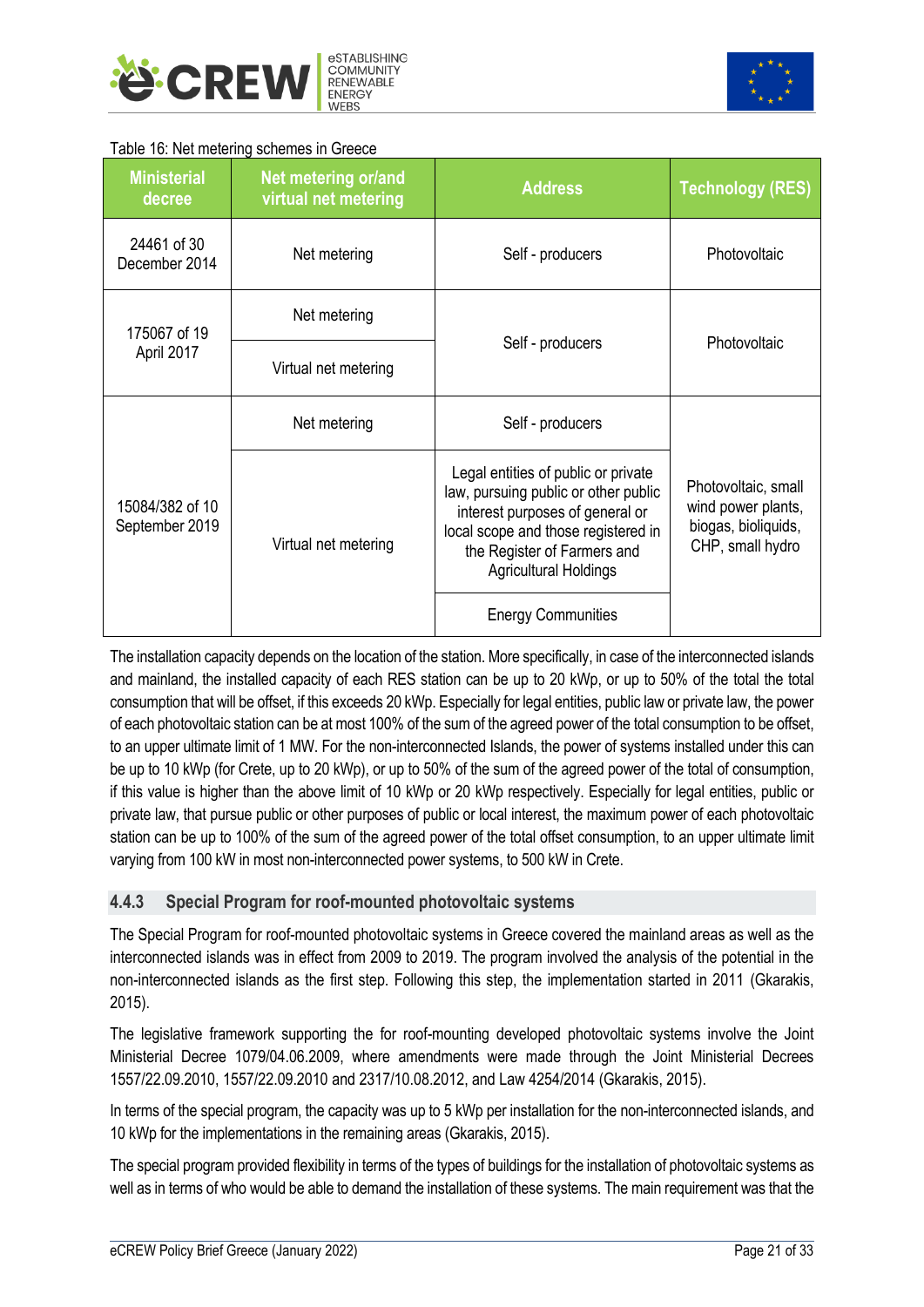Table 16: Net metering schemes in Greece

| Ministerial decree | Net metering or/and virtual net metering | Address | Technology (RES) |
|---|---|---|---|
| 24461 of 30 December 2014 | Net metering | Self - producers | Photovoltaic |
| 175067 of 19 April 2017 | Net metering | Self - producers | Photovoltaic |
| | Virtual net metering | | |
| 15084/382 of 10 September 2019 | Net metering | Self - producers | Photovoltaic, small wind power plants, biogas, bioliquids, CHP, small hydro |
| | Virtual net metering | Legal entities of public or private law, pursuing public or other public interest purposes of general or local scope and those registered in the Register of Farmers and Agricultural Holdings | |
| | | Energy Communities | |

The installation capacity depends on the location of the station. More specifically, in case of the interconnected islands and mainland, the installed capacity of each RES station can be up to 20 kWp, or up to 50% of the total the total consumption that will be offset, if this exceeds 20 kWp. Especially for legal entities, public law or private law, the power of each photovoltaic station can be at most 100% of the sum of the agreed power of the total consumption to be offset, to an upper ultimate limit of 1 MW. For the non-interconnected Islands, the power of systems installed under this can be up to 10 kWp (for Crete, up to 20 kWp), or up to 50% of the sum of the agreed power of the total of consumption, if this value is higher than the above limit of 10 kWp or 20 kWp respectively. Especially for legal entities, public or private law, that pursue public or other purposes of public or local interest, the maximum power of each photovoltaic station can be up to 100% of the sum of the agreed power of the total offset consumption, to an upper ultimate limit varying from 100 kW in most non-interconnected power systems, to 500 kW in Crete.

### 4.4.3 Special Program for roof-mounted photovoltaic systems

The Special Program for roof-mounted photovoltaic systems in Greece covered the mainland areas as well as the interconnected islands was in effect from 2009 to 2019. The program involved the analysis of the potential in the non-interconnected islands as the first step. Following this step, the implementation started in 2011 (Gkarakis, 2015).

The legislative framework supporting the for roof-mounting developed photovoltaic systems involve the Joint Ministerial Decree 1079/04.06.2009, where amendments were made through the Joint Ministerial Decrees 1557/22.09.2010, 1557/22.09.2010 and 2317/10.08.2012, and Law 4254/2014 (Gkarakis, 2015).

In terms of the special program, the capacity was up to 5 kWp per installation for the non-interconnected islands, and 10 kWp for the implementations in the remaining areas (Gkarakis, 2015).

The special program provided flexibility in terms of the types of buildings for the installation of photovoltaic systems as well as in terms of who would be able to demand the installation of these systems. The main requirement was that the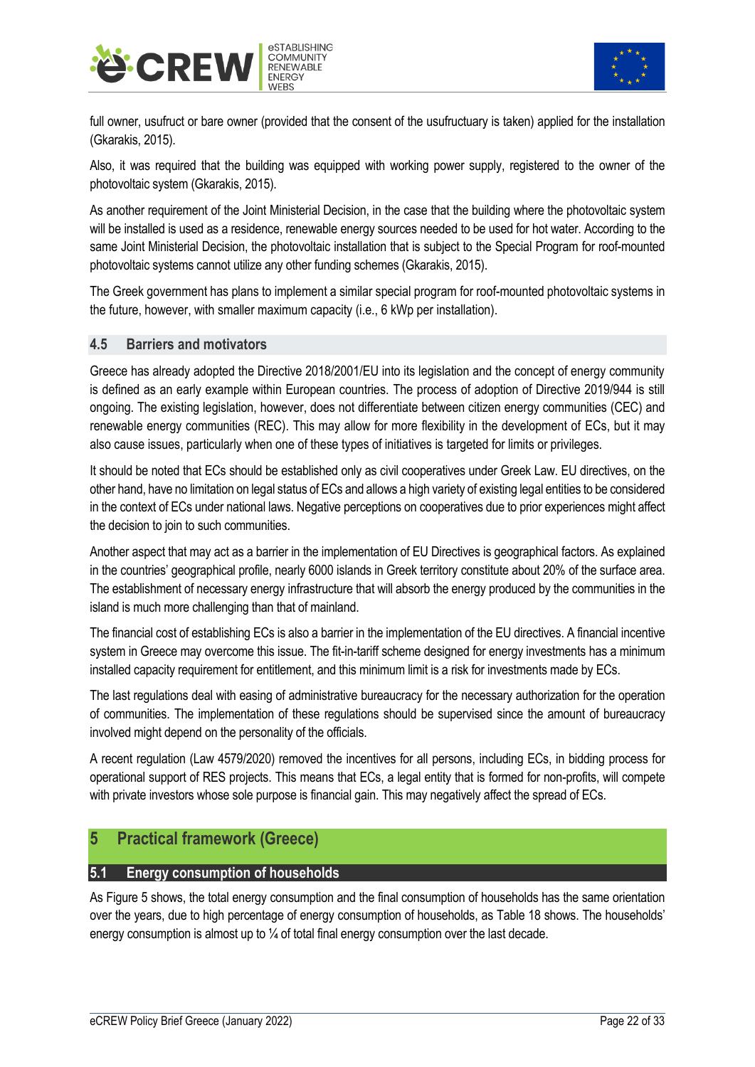full owner, usufruct or bare owner (provided that the consent of the usufructuary is taken) applied for the installation (Gkarakis, 2015).

Also, it was required that the building was equipped with working power supply, registered to the owner of the photovoltaic system (Gkarakis, 2015).

As another requirement of the Joint Ministerial Decision, in the case that the building where the photovoltaic system will be installed is used as a residence, renewable energy sources needed to be used for hot water. According to the same Joint Ministerial Decision, the photovoltaic installation that is subject to the Special Program for roof-mounted photovoltaic systems cannot utilize any other funding schemes (Gkarakis, 2015).

The Greek government has plans to implement a similar special program for roof-mounted photovoltaic systems in the future, however, with smaller maximum capacity (i.e., 6 kWp per installation).

### 4.5 Barriers and motivators

Greece has already adopted the Directive 2018/2001/EU into its legislation and the concept of energy community is defined as an early example within European countries. The process of adoption of Directive 2019/944 is still ongoing. The existing legislation, however, does not differentiate between citizen energy communities (CEC) and renewable energy communities (REC). This may allow for more flexibility in the development of ECs, but it may also cause issues, particularly when one of these types of initiatives is targeted for limits or privileges.

It should be noted that ECs should be established only as civil cooperatives under Greek Law. EU directives, on the other hand, have no limitation on legal status of ECs and allows a high variety of existing legal entities to be considered in the context of ECs under national laws. Negative perceptions on cooperatives due to prior experiences might affect the decision to join to such communities.

Another aspect that may act as a barrier in the implementation of EU Directives is geographical factors. As explained in the countries' geographical profile, nearly 6000 islands in Greek territory constitute about 20% of the surface area. The establishment of necessary energy infrastructure that will absorb the energy produced by the communities in the island is much more challenging than that of mainland.

The financial cost of establishing ECs is also a barrier in the implementation of the EU directives. A financial incentive system in Greece may overcome this issue. The fit-in-tariff scheme designed for energy investments has a minimum installed capacity requirement for entitlement, and this minimum limit is a risk for investments made by ECs.

The last regulations deal with easing of administrative bureaucracy for the necessary authorization for the operation of communities. The implementation of these regulations should be supervised since the amount of bureaucracy involved might depend on the personality of the officials.

A recent regulation (Law 4579/2020) removed the incentives for all persons, including ECs, in bidding process for operational support of RES projects. This means that ECs, a legal entity that is formed for non-profits, will compete with private investors whose sole purpose is financial gain. This may negatively affect the spread of ECs.

## 5 Practical framework (Greece)

### 5.1 Energy consumption of households

As Figure 5 shows, the total energy consumption and the final consumption of households has the same orientation over the years, due to high percentage of energy consumption of households, as Table 18 shows. The households' energy consumption is almost up to ¼ of total final energy consumption over the last decade.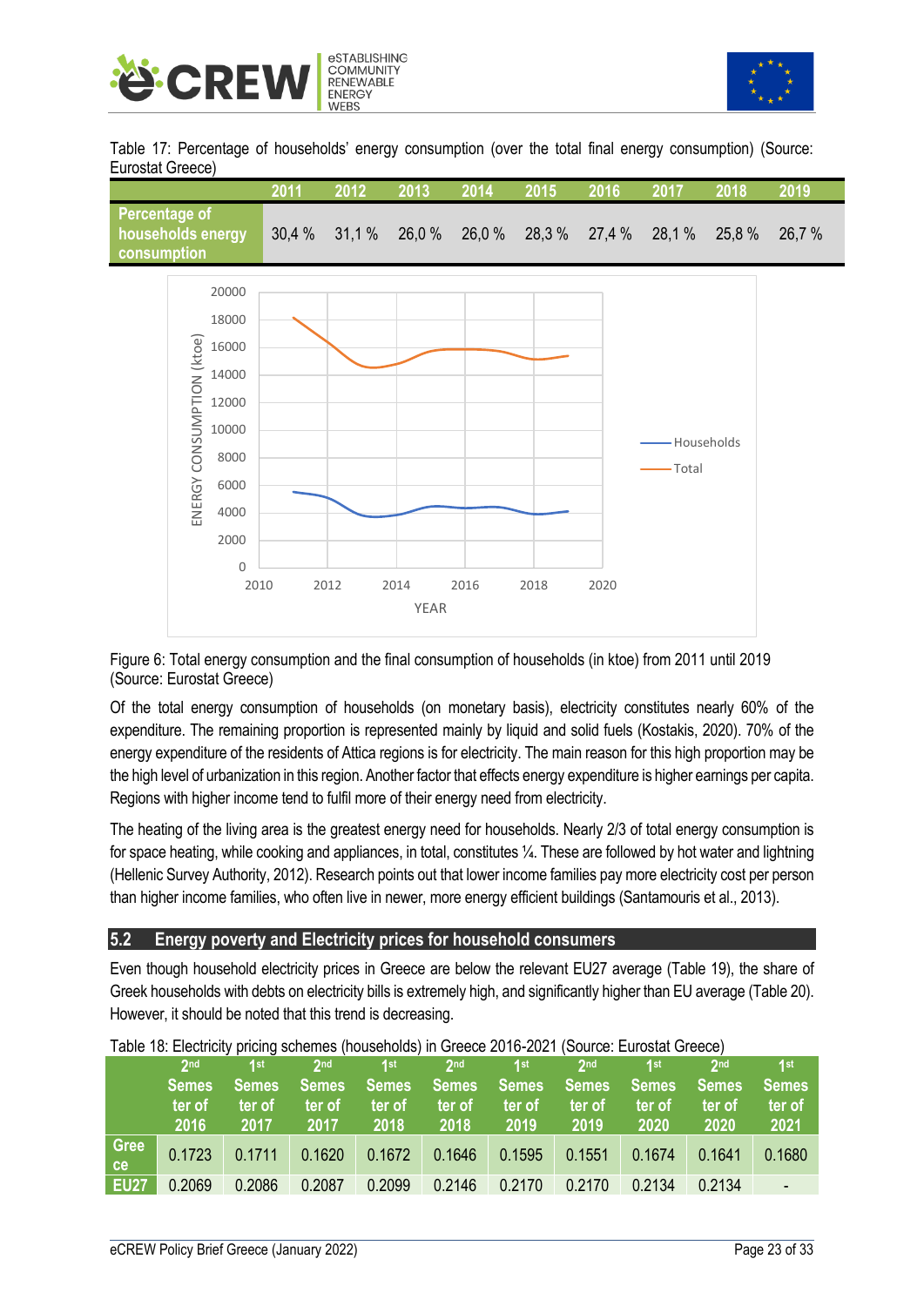Table 17: Percentage of households' energy consumption (over the total final energy consumption) (Source: Eurostat Greece)

| | 2011 | 2012 | 2013 | 2014 | 2015 | 2016 | 2017 | 2018 | 2019 |
|---|---|---|---|---|---|---|---|---|---|
| Percentage of households energy consumption | 30,4 % | 31,1 % | 26,0 % | 26,0 % | 28,3 % | 27,4 % | 28,1 % | 25,8 % | 26,7 % |

Figure 6: Total energy consumption and the final consumption of households (in ktoe) from 2011 until 2019 (Source: Eurostat Greece)

Of the total energy consumption of households (on monetary basis), electricity constitutes nearly 60% of the expenditure. The remaining proportion is represented mainly by liquid and solid fuels (Kostakis, 2020). 70% of the energy expenditure of the residents of Attica regions is for electricity. The main reason for this high proportion may be the high level of urbanization in this region. Another factor that effects energy expenditure is higher earnings per capita. Regions with higher income tend to fulfil more of their energy need from electricity.

The heating of the living area is the greatest energy need for households. Nearly 2/3 of total energy consumption is for space heating, while cooking and appliances, in total, constitutes ¼. These are followed by hot water and lightning (Hellenic Survey Authority, 2012). Research points out that lower income families pay more electricity cost per person than higher income families, who often live in newer, more energy efficient buildings (Santamouris et al., 2013).

## 5.2 Energy poverty and Electricity prices for household consumers

Even though household electricity prices in Greece are below the relevant EU27 average (Table 19), the share of Greek households with debts on electricity bills is extremely high, and significantly higher than EU average (Table 20). However, it should be noted that this trend is decreasing.

Table 18: Electricity pricing schemes (households) in Greece 2016-2021 (Source: Eurostat Greece)

| | 2nd Semester of 2016 | 1st Semester of 2017 | 2nd Semester of 2017 | 1st Semester of 2018 | 2nd Semester of 2018 | 1st Semester of 2019 | 2nd Semester of 2019 | 1st Semester of 2020 | 2nd Semester of 2020 | 1st Semester of 2021 |
|---|---|---|---|---|---|---|---|---|---|---|
| Greece | 0.1723 | 0.1711 | 0.1620 | 0.1672 | 0.1646 | 0.1595 | 0.1551 | 0.1674 | 0.1641 | 0.1680 |
| EU27 | 0.2069 | 0.2086 | 0.2087 | 0.2099 | 0.2146 | 0.2170 | 0.2170 | 0.2134 | 0.2134 | - |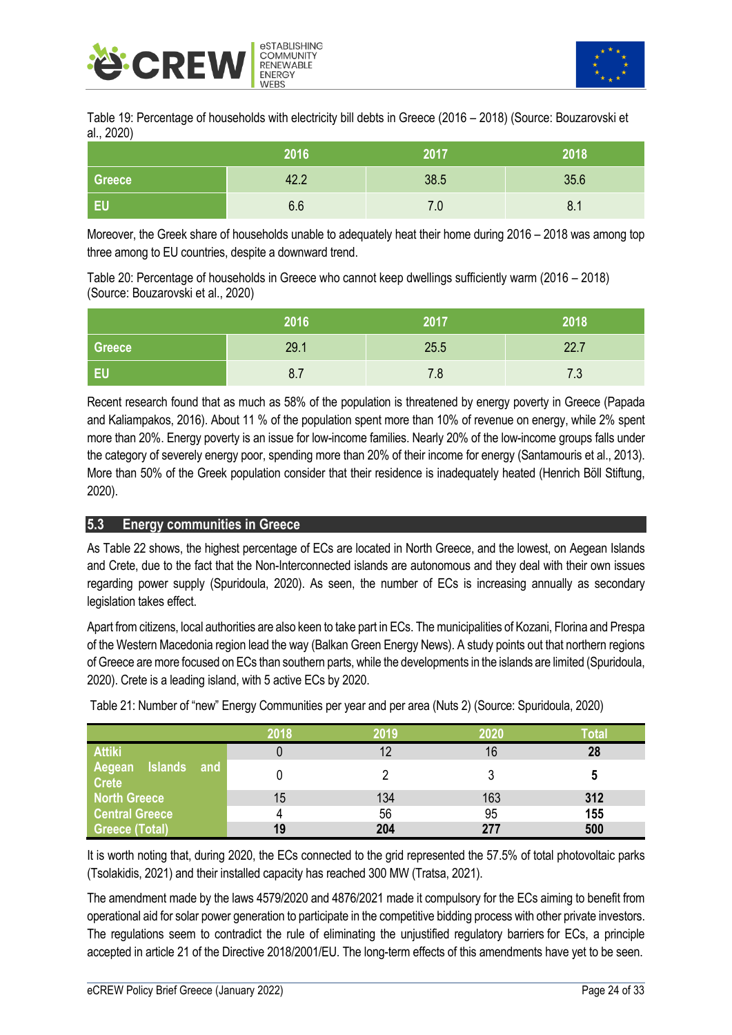Table 19: Percentage of households with electricity bill debts in Greece (2016 – 2018) (Source: Bouzarovski et al., 2020)

| | 2016 | 2017 | 2018 |
|---|---|---|---|
| Greece | 42.2 | 38.5 | 35.6 |
| EU | 6.6 | 7.0 | 8.1 |

Moreover, the Greek share of households unable to adequately heat their home during 2016 – 2018 was among top three among to EU countries, despite a downward trend.

Table 20: Percentage of households in Greece who cannot keep dwellings sufficiently warm (2016 – 2018) (Source: Bouzarovski et al., 2020)

| | 2016 | 2017 | 2018 |
|---|---|---|---|
| Greece | 29.1 | 25.5 | 22.7 |
| EU | 8.7 | 7.8 | 7.3 |

Recent research found that as much as 58% of the population is threatened by energy poverty in Greece (Papada and Kaliampakos, 2016). About 11 % of the population spent more than 10% of revenue on energy, while 2% spent more than 20%. Energy poverty is an issue for low-income families. Nearly 20% of the low-income groups falls under the category of severely energy poor, spending more than 20% of their income for energy (Santamouris et al., 2013). More than 50% of the Greek population consider that their residence is inadequately heated (Henrich Böll Stiftung, 2020).

## 5.3 Energy communities in Greece

As Table 22 shows, the highest percentage of ECs are located in North Greece, and the lowest, on Aegean Islands and Crete, due to the fact that the Non-Interconnected islands are autonomous and they deal with their own issues regarding power supply (Spuridoula, 2020). As seen, the number of ECs is increasing annually as secondary legislation takes effect.

Apart from citizens, local authorities are also keen to take part in ECs. The municipalities of Kozani, Florina and Prespa of the Western Macedonia region lead the way (Balkan Green Energy News). A study points out that northern regions of Greece are more focused on ECs than southern parts, while the developments in the islands are limited (Spuridoula, 2020). Crete is a leading island, with 5 active ECs by 2020.

Table 21: Number of “new” Energy Communities per year and per area (Nuts 2) (Source: Spuridoula, 2020)

| | 2018 | 2019 | 2020 | Total |
|---|---|---|---|---|
| Attiki | 0 | 12 | 16 | **28** |
| Aegean Islands and Crete | 0 | 2 | 3 | **5** |
| North Greece | 15 | 134 | 163 | **312** |
| Central Greece | 4 | 56 | 95 | **155** |
| Greece (Total) | **19** | **204** | **277** | **500** |

It is worth noting that, during 2020, the ECs connected to the grid represented the 57.5% of total photovoltaic parks (Tsolakidis, 2021) and their installed capacity has reached 300 MW (Tratsa, 2021).

The amendment made by the laws 4579/2020 and 4876/2021 made it compulsory for the ECs aiming to benefit from operational aid for solar power generation to participate in the competitive bidding process with other private investors. The regulations seem to contradict the rule of eliminating the unjustified regulatory barriers for ECs, a principle accepted in article 21 of the Directive 2018/2001/EU. The long-term effects of this amendments have yet to be seen.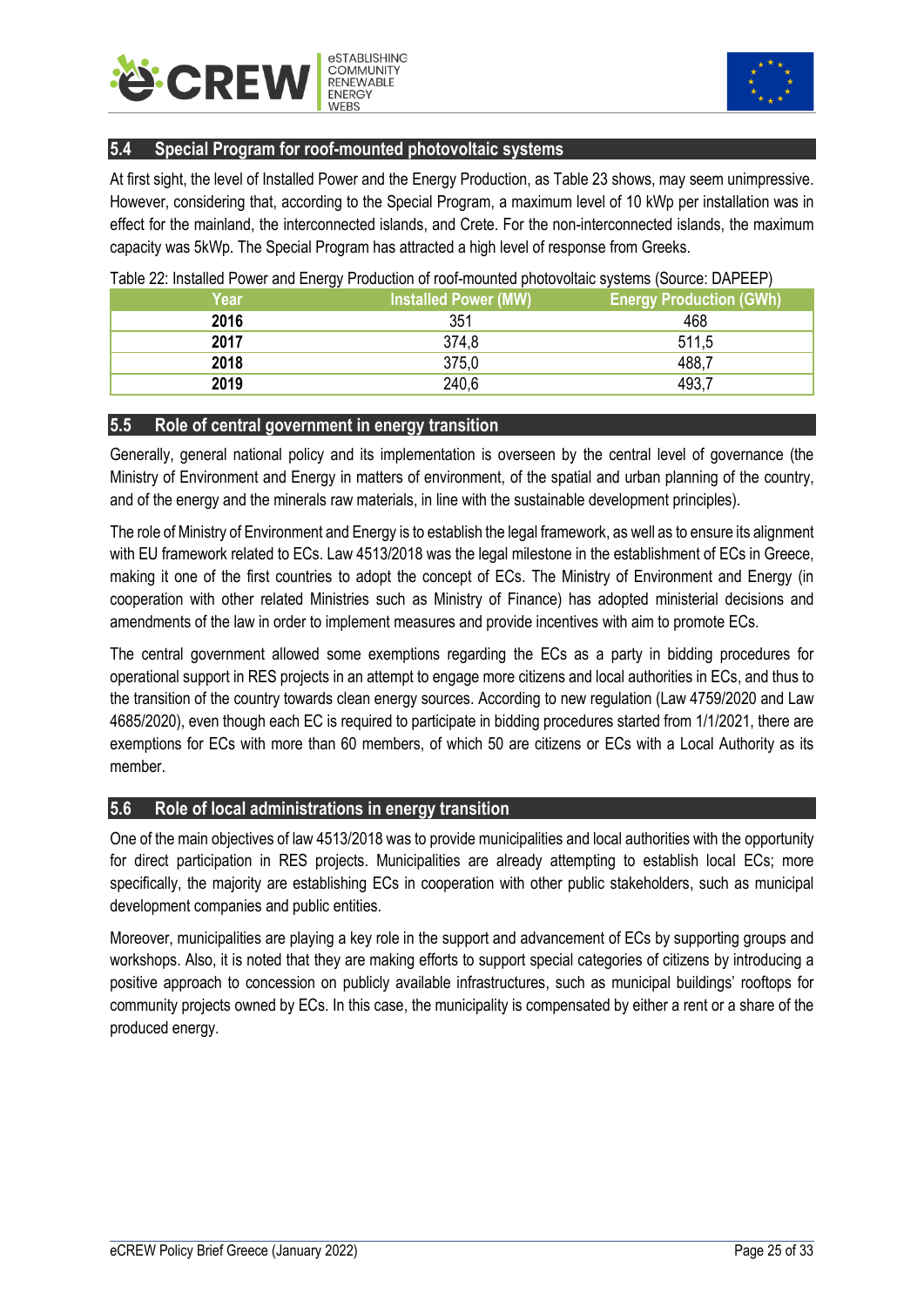## 5.4 Special Program for roof-mounted photovoltaic systems

At first sight, the level of Installed Power and the Energy Production, as Table 23 shows, may seem unimpressive. However, considering that, according to the Special Program, a maximum level of 10 kWp per installation was in effect for the mainland, the interconnected islands, and Crete. For the non-interconnected islands, the maximum capacity was 5kWp. The Special Program has attracted a high level of response from Greeks.

Table 22: Installed Power and Energy Production of roof-mounted photovoltaic systems (Source: DAPEEP)

| Year | Installed Power (MW) | Energy Production (GWh) |
|---|---|---|
| **2016** | 351 | 468 |
| **2017** | 374,8 | 511,5 |
| **2018** | 375,0 | 488,7 |
| **2019** | 240,6 | 493,7 |

## 5.5 Role of central government in energy transition

Generally, general national policy and its implementation is overseen by the central level of governance (the Ministry of Environment and Energy in matters of environment, of the spatial and urban planning of the country, and of the energy and the minerals raw materials, in line with the sustainable development principles).

The role of Ministry of Environment and Energy is to establish the legal framework, as well as to ensure its alignment with EU framework related to ECs. Law 4513/2018 was the legal milestone in the establishment of ECs in Greece, making it one of the first countries to adopt the concept of ECs. The Ministry of Environment and Energy (in cooperation with other related Ministries such as Ministry of Finance) has adopted ministerial decisions and amendments of the law in order to implement measures and provide incentives with aim to promote ECs.

The central government allowed some exemptions regarding the ECs as a party in bidding procedures for operational support in RES projects in an attempt to engage more citizens and local authorities in ECs, and thus to the transition of the country towards clean energy sources. According to new regulation (Law 4759/2020 and Law 4685/2020), even though each EC is required to participate in bidding procedures started from 1/1/2021, there are exemptions for ECs with more than 60 members, of which 50 are citizens or ECs with a Local Authority as its member.

## 5.6 Role of local administrations in energy transition

One of the main objectives of law 4513/2018 was to provide municipalities and local authorities with the opportunity for direct participation in RES projects. Municipalities are already attempting to establish local ECs; more specifically, the majority are establishing ECs in cooperation with other public stakeholders, such as municipal development companies and public entities.

Moreover, municipalities are playing a key role in the support and advancement of ECs by supporting groups and workshops. Also, it is noted that they are making efforts to support special categories of citizens by introducing a positive approach to concession on publicly available infrastructures, such as municipal buildings' rooftops for community projects owned by ECs. In this case, the municipality is compensated by either a rent or a share of the produced energy.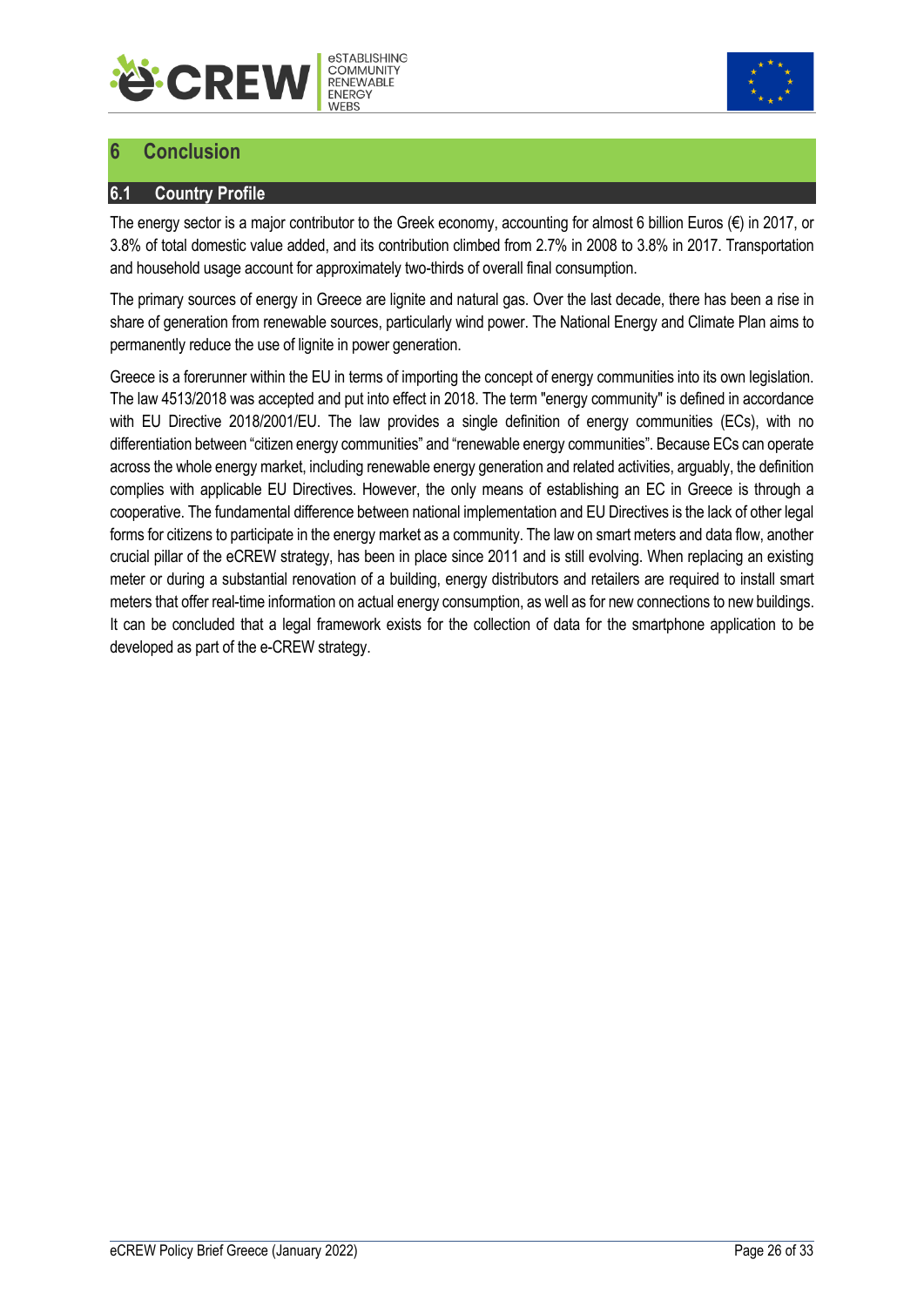# 6 Conclusion

## 6.1 Country Profile

The energy sector is a major contributor to the Greek economy, accounting for almost 6 billion Euros (€) in 2017, or 3.8% of total domestic value added, and its contribution climbed from 2.7% in 2008 to 3.8% in 2017. Transportation and household usage account for approximately two-thirds of overall final consumption.

The primary sources of energy in Greece are lignite and natural gas. Over the last decade, there has been a rise in share of generation from renewable sources, particularly wind power. The National Energy and Climate Plan aims to permanently reduce the use of lignite in power generation.

Greece is a forerunner within the EU in terms of importing the concept of energy communities into its own legislation. The law 4513/2018 was accepted and put into effect in 2018. The term "energy community" is defined in accordance with EU Directive 2018/2001/EU. The law provides a single definition of energy communities (ECs), with no differentiation between "citizen energy communities" and "renewable energy communities". Because ECs can operate across the whole energy market, including renewable energy generation and related activities, arguably, the definition complies with applicable EU Directives. However, the only means of establishing an EC in Greece is through a cooperative. The fundamental difference between national implementation and EU Directives is the lack of other legal forms for citizens to participate in the energy market as a community. The law on smart meters and data flow, another crucial pillar of the eCREW strategy, has been in place since 2011 and is still evolving. When replacing an existing meter or during a substantial renovation of a building, energy distributors and retailers are required to install smart meters that offer real-time information on actual energy consumption, as well as for new connections to new buildings. It can be concluded that a legal framework exists for the collection of data for the smartphone application to be developed as part of the e-CREW strategy.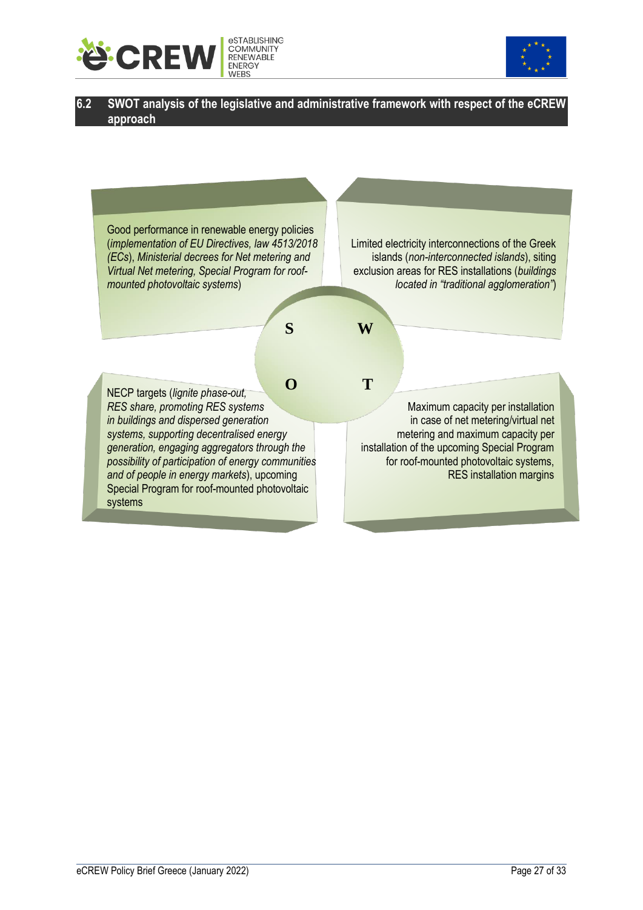## 6.2 SWOT analysis of the legislative and administrative framework with respect of the eCREW approach

**S**

Good performance in renewable energy policies (*implementation of EU Directives, law 4513/2018 (ECs), Ministerial decrees for Net metering and Virtual Net metering, Special Program for roof-mounted photovoltaic systems*)

**W**

Limited electricity interconnections of the Greek islands (*non-interconnected islands*), siting exclusion areas for RES installations (*buildings located in "traditional agglomeration"*)

**O**

NECP targets (*lignite phase-out, RES share, promoting RES systems in buildings and dispersed generation systems, supporting decentralised energy generation, engaging aggregators through the possibility of participation of energy communities and of people in energy markets*), upcoming Special Program for roof-mounted photovoltaic systems

**T**

Maximum capacity per installation in case of net metering/virtual net metering and maximum capacity per installation of the upcoming Special Program for roof-mounted photovoltaic systems, RES installation margins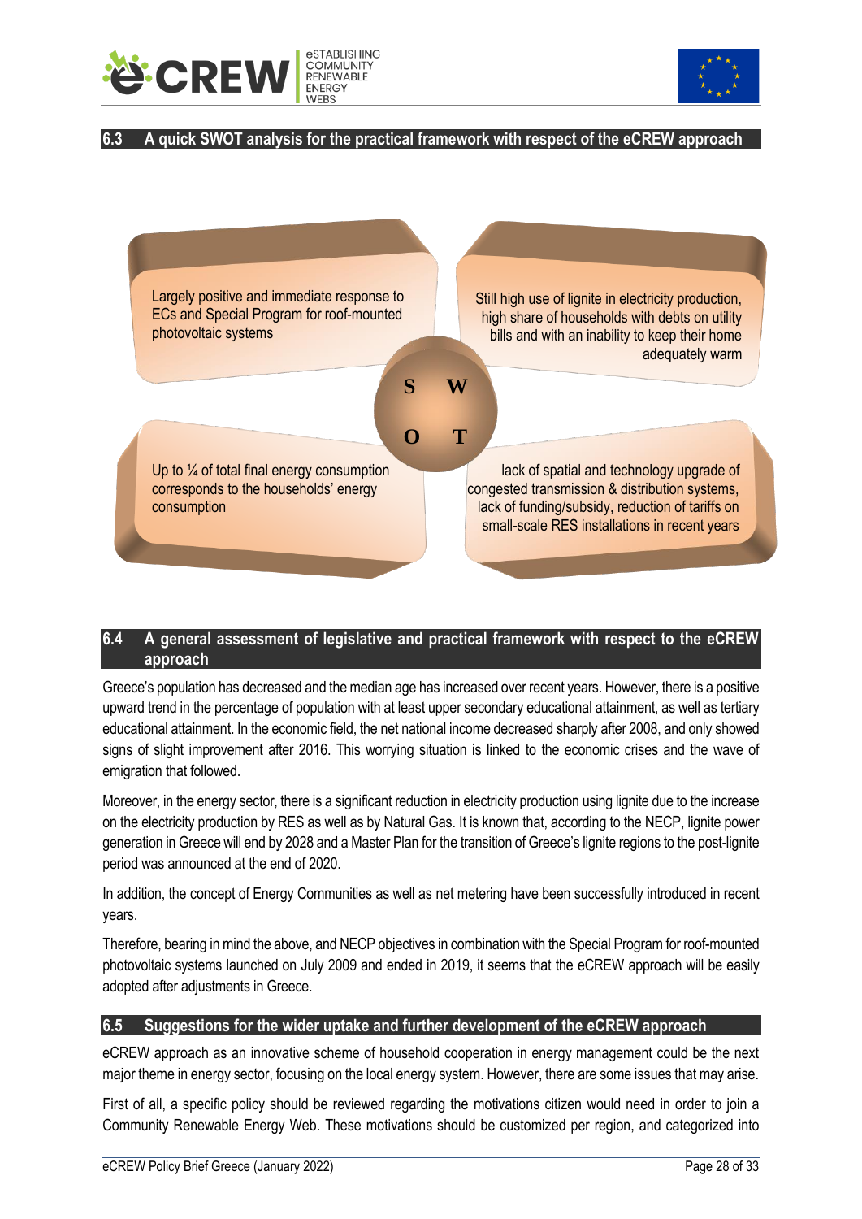## 6.3 A quick SWOT analysis for the practical framework with respect of the eCREW approach

| S | W |
|---|---|
| Largely positive and immediate response to ECs and Special Program for roof-mounted photovoltaic systems | Still high use of lignite in electricity production, high share of households with debts on utility bills and with an inability to keep their home adequately warm |
| **O** | **T** |
| Up to ¼ of total final energy consumption corresponds to the households' energy consumption | lack of spatial and technology upgrade of congested transmission & distribution systems, lack of funding/subsidy, reduction of tariffs on small-scale RES installations in recent years |

## 6.4 A general assessment of legislative and practical framework with respect to the eCREW approach

Greece's population has decreased and the median age has increased over recent years. However, there is a positive upward trend in the percentage of population with at least upper secondary educational attainment, as well as tertiary educational attainment. In the economic field, the net national income decreased sharply after 2008, and only showed signs of slight improvement after 2016. This worrying situation is linked to the economic crises and the wave of emigration that followed.

Moreover, in the energy sector, there is a significant reduction in electricity production using lignite due to the increase on the electricity production by RES as well as by Natural Gas. It is known that, according to the NECP, lignite power generation in Greece will end by 2028 and a Master Plan for the transition of Greece's lignite regions to the post-lignite period was announced at the end of 2020.

In addition, the concept of Energy Communities as well as net metering have been successfully introduced in recent years.

Therefore, bearing in mind the above, and NECP objectives in combination with the Special Program for roof-mounted photovoltaic systems launched on July 2009 and ended in 2019, it seems that the eCREW approach will be easily adopted after adjustments in Greece.

## 6.5 Suggestions for the wider uptake and further development of the eCREW approach

eCREW approach as an innovative scheme of household cooperation in energy management could be the next major theme in energy sector, focusing on the local energy system. However, there are some issues that may arise.

First of all, a specific policy should be reviewed regarding the motivations citizen would need in order to join a Community Renewable Energy Web. These motivations should be customized per region, and categorized into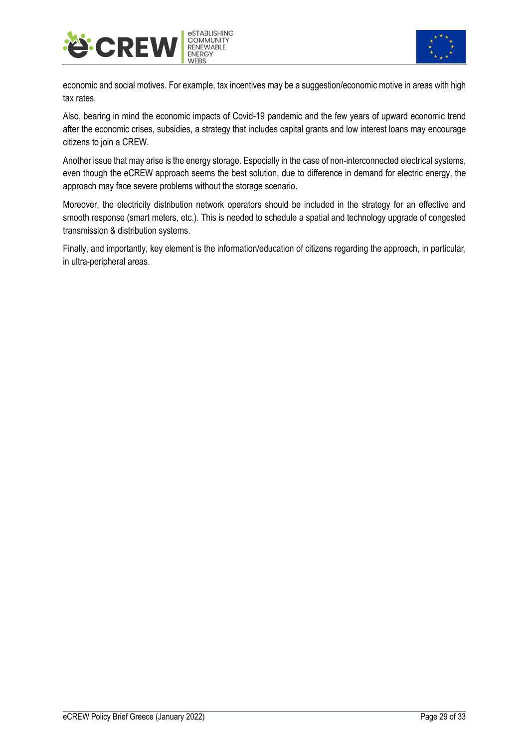economic and social motives. For example, tax incentives may be a suggestion/economic motive in areas with high tax rates.

Also, bearing in mind the economic impacts of Covid-19 pandemic and the few years of upward economic trend after the economic crises, subsidies, a strategy that includes capital grants and low interest loans may encourage citizens to join a CREW.

Another issue that may arise is the energy storage. Especially in the case of non-interconnected electrical systems, even though the eCREW approach seems the best solution, due to difference in demand for electric energy, the approach may face severe problems without the storage scenario.

Moreover, the electricity distribution network operators should be included in the strategy for an effective and smooth response (smart meters, etc.). This is needed to schedule a spatial and technology upgrade of congested transmission & distribution systems.

Finally, and importantly, key element is the information/education of citizens regarding the approach, in particular, in ultra-peripheral areas.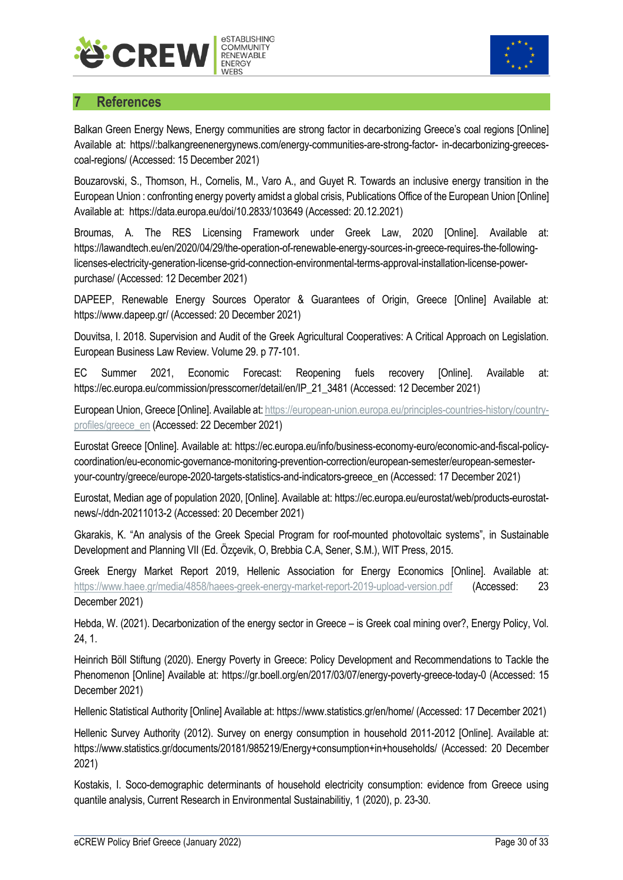# 7 References

Balkan Green Energy News, Energy communities are strong factor in decarbonizing Greece's coal regions [Online] Available at: https//:balkangreenenergynews.com/energy-communities-are-strong-factor- in-decarbonizing-greeces-coal-regions/ (Accessed: 15 December 2021)

Bouzarovski, S., Thomson, H., Cornelis, M., Varo A., and Guyet R. Towards an inclusive energy transition in the European Union : confronting energy poverty amidst a global crisis, Publications Office of the European Union [Online] Available at: https://data.europa.eu/doi/10.2833/103649 (Accessed: 20.12.2021)

Broumas, A. The RES Licensing Framework under Greek Law, 2020 [Online]. Available at: https://lawandtech.eu/en/2020/04/29/the-operation-of-renewable-energy-sources-in-greece-requires-the-following-licenses-electricity-generation-license-grid-connection-environmental-terms-approval-installation-license-power-purchase/ (Accessed: 12 December 2021)

DAPEEP, Renewable Energy Sources Operator & Guarantees of Origin, Greece [Online] Available at: https://www.dapeep.gr/ (Accessed: 20 December 2021)

Douvitsa, I. 2018. Supervision and Audit of the Greek Agricultural Cooperatives: A Critical Approach on Legislation. European Business Law Review. Volume 29. p 77-101.

EC Summer 2021, Economic Forecast: Reopening fuels recovery [Online]. Available at: https://ec.europa.eu/commission/presscorner/detail/en/IP_21_3481 (Accessed: 12 December 2021)

European Union, Greece [Online]. Available at: https://european-union.europa.eu/principles-countries-history/country-profiles/greece_en (Accessed: 22 December 2021)

Eurostat Greece [Online]. Available at: https://ec.europa.eu/info/business-economy-euro/economic-and-fiscal-policy-coordination/eu-economic-governance-monitoring-prevention-correction/european-semester/european-semester-your-country/greece/europe-2020-targets-statistics-and-indicators-greece_en (Accessed: 17 December 2021)

Eurostat, Median age of population 2020, [Online]. Available at: https://ec.europa.eu/eurostat/web/products-eurostat-news/-/ddn-20211013-2 (Accessed: 20 December 2021)

Gkarakis, K. "An analysis of the Greek Special Program for roof-mounted photovoltaic systems", in Sustainable Development and Planning VII (Ed. Özçevik, O, Brebbia C.A, Sener, S.M.), WIT Press, 2015.

Greek Energy Market Report 2019, Hellenic Association for Energy Economics [Online]. Available at: https://www.haee.gr/media/4858/haees-greek-energy-market-report-2019-upload-version.pdf (Accessed: 23 December 2021)

Hebda, W. (2021). Decarbonization of the energy sector in Greece – is Greek coal mining over?, Energy Policy, Vol. 24, 1.

Heinrich Böll Stiftung (2020). Energy Poverty in Greece: Policy Development and Recommendations to Tackle the Phenomenon [Online] Available at: https://gr.boell.org/en/2017/03/07/energy-poverty-greece-today-0 (Accessed: 15 December 2021)

Hellenic Statistical Authority [Online] Available at: https://www.statistics.gr/en/home/ (Accessed: 17 December 2021)

Hellenic Survey Authority (2012). Survey on energy consumption in household 2011-2012 [Online]. Available at: https://www.statistics.gr/documents/20181/985219/Energy+consumption+in+households/ (Accessed: 20 December 2021)

Kostakis, I. Soco-demographic determinants of household electricity consumption: evidence from Greece using quantile analysis, Current Research in Environmental Sustainabilitiy, 1 (2020), p. 23-30.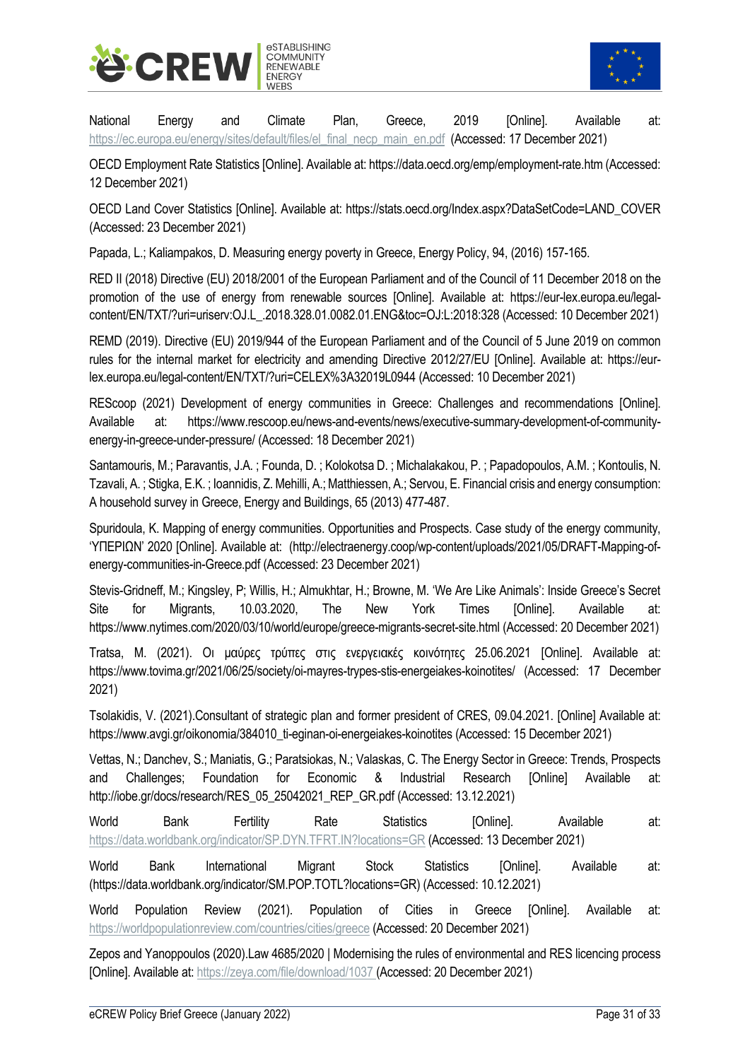National Energy and Climate Plan, Greece, 2019 [Online]. Available at: https://ec.europa.eu/energy/sites/default/files/el_final_necp_main_en.pdf (Accessed: 17 December 2021)

OECD Employment Rate Statistics [Online]. Available at: https://data.oecd.org/emp/employment-rate.htm (Accessed: 12 December 2021)

OECD Land Cover Statistics [Online]. Available at: https://stats.oecd.org/Index.aspx?DataSetCode=LAND_COVER (Accessed: 23 December 2021)

Papada, L.; Kaliampakos, D. Measuring energy poverty in Greece, Energy Policy, 94, (2016) 157-165.

RED II (2018) Directive (EU) 2018/2001 of the European Parliament and of the Council of 11 December 2018 on the promotion of the use of energy from renewable sources [Online]. Available at: https://eur-lex.europa.eu/legal-content/EN/TXT/?uri=uriserv:OJ.L_.2018.328.01.0082.01.ENG&toc=OJ:L:2018:328 (Accessed: 10 December 2021)

REMD (2019). Directive (EU) 2019/944 of the European Parliament and of the Council of 5 June 2019 on common rules for the internal market for electricity and amending Directive 2012/27/EU [Online]. Available at: https://eur-lex.europa.eu/legal-content/EN/TXT/?uri=CELEX%3A32019L0944 (Accessed: 10 December 2021)

REScoop (2021) Development of energy communities in Greece: Challenges and recommendations [Online]. Available at: https://www.rescoop.eu/news-and-events/news/executive-summary-development-of-community-energy-in-greece-under-pressure/ (Accessed: 18 December 2021)

Santamouris, M.; Paravantis, J.A. ; Founda, D. ; Kolokotsa D. ; Michalakakou, P. ; Papadopoulos, A.M. ; Kontoulis, N. Tzavali, A. ; Stigka, E.K. ; Ioannidis, Z. Mehilli, A.; Matthiessen, A.; Servou, E. Financial crisis and energy consumption: A household survey in Greece, Energy and Buildings, 65 (2013) 477-487.

Spuridoula, K. Mapping of energy communities. Opportunities and Prospects. Case study of the energy community, 'ΥΠΕΡΙΩΝ' 2020 [Online]. Available at: (http://electraenergy.coop/wp-content/uploads/2021/05/DRAFT-Mapping-of-energy-communities-in-Greece.pdf (Accessed: 23 December 2021)

Stevis-Gridneff, M.; Kingsley, P; Willis, H.; Almukhtar, H.; Browne, M. 'We Are Like Animals': Inside Greece's Secret Site for Migrants, 10.03.2020, The New York Times [Online]. Available at: https://www.nytimes.com/2020/03/10/world/europe/greece-migrants-secret-site.html (Accessed: 20 December 2021)

Tratsa, M. (2021). Οι μαύρες τρύπες στις ενεργειακές κοινότητες 25.06.2021 [Online]. Available at: https://www.tovima.gr/2021/06/25/society/oi-mayres-trypes-stis-energeiakes-koinotites/ (Accessed: 17 December 2021)

Tsolakidis, V. (2021).Consultant of strategic plan and former president of CRES, 09.04.2021. [Online] Available at: https://www.avgi.gr/oikonomia/384010_ti-eginan-oi-energeiakes-koinotites (Accessed: 15 December 2021)

Vettas, N.; Danchev, S.; Maniatis, G.; Paratsiokas, N.; Valaskas, C. The Energy Sector in Greece: Trends, Prospects and Challenges; Foundation for Economic & Industrial Research [Online] Available at: http://iobe.gr/docs/research/RES_05_25042021_REP_GR.pdf (Accessed: 13.12.2021)

World Bank Fertility Rate Statistics [Online]. Available at: https://data.worldbank.org/indicator/SP.DYN.TFRT.IN?locations=GR (Accessed: 13 December 2021)

World Bank International Migrant Stock Statistics [Online]. Available at: (https://data.worldbank.org/indicator/SM.POP.TOTL?locations=GR) (Accessed: 10.12.2021)

World Population Review (2021). Population of Cities in Greece [Online]. Available at: https://worldpopulationreview.com/countries/cities/greece (Accessed: 20 December 2021)

Zepos and Yanoppoulos (2020).Law 4685/2020 | Modernising the rules of environmental and RES licencing process [Online]. Available at: https://zeya.com/file/download/1037 (Accessed: 20 December 2021)